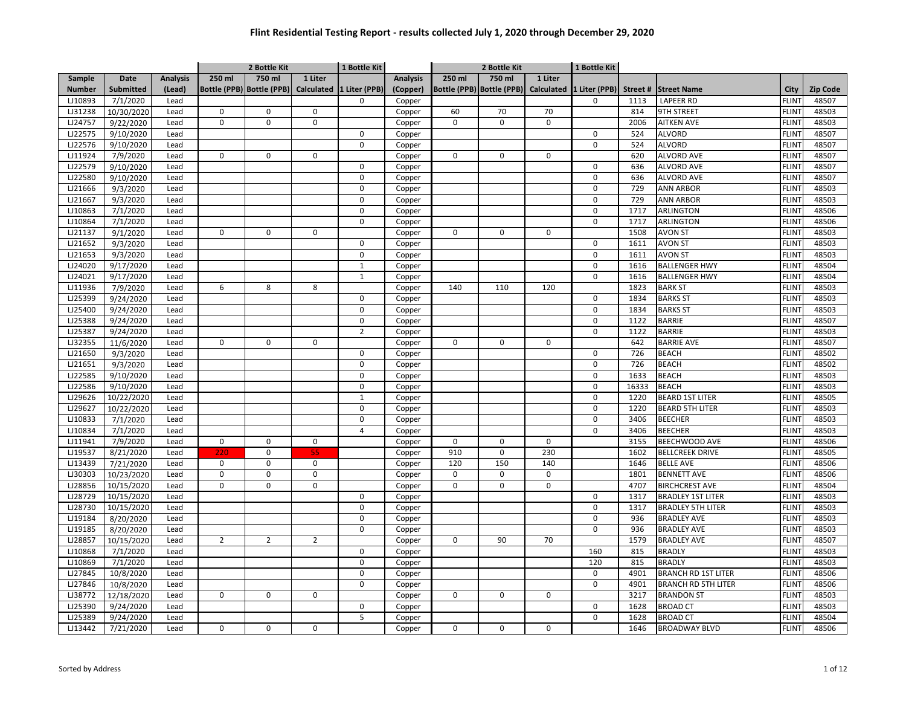# Flint Residential Testing Report - results collected July 1, 2020 through December 29, 2020

| | | | 2 Bottle Kit | | | 1 Bottle Kit | | 2 Bottle Kit | | | 1 Bottle Kit | | | | |
|---|---|---|---|---|---|---|---|---|---|---|---|---|---|---|---|
| Sample Number | Date Submitted | Analysis (Lead) | 250 ml Bottle (PPB) | 750 ml Bottle (PPB) | 1 Liter Calculated | 1 Liter (PPB) | Analysis (Copper) | 250 ml Bottle (PPB) | 750 ml Bottle (PPB) | 1 Liter Calculated | 1 Liter (PPB) | Street # | Street Name | City | Zip Code |
| LJ10893 | 7/1/2020 | Lead | | | | 0 | Copper | | | | 0 | 1113 | LAPEER RD | FLINT | 48507 |
| LJ31238 | 10/30/2020 | Lead | 0 | 0 | 0 | | Copper | 60 | 70 | 70 | | 814 | 9TH STREET | FLINT | 48503 |
| LJ24757 | 9/22/2020 | Lead | 0 | 0 | 0 | | Copper | 0 | 0 | 0 | | 2006 | AITKEN AVE | FLINT | 48503 |
| LJ22575 | 9/10/2020 | Lead | | | | 0 | Copper | | | | 0 | 524 | ALVORD | FLINT | 48507 |
| LJ22576 | 9/10/2020 | Lead | | | | 0 | Copper | | | | 0 | 524 | ALVORD | FLINT | 48507 |
| LJ11924 | 7/9/2020 | Lead | 0 | 0 | 0 | | Copper | 0 | 0 | 0 | | 620 | ALVORD AVE | FLINT | 48507 |
| LJ22579 | 9/10/2020 | Lead | | | | 0 | Copper | | | | 0 | 636 | ALVORD AVE | FLINT | 48507 |
| LJ22580 | 9/10/2020 | Lead | | | | 0 | Copper | | | | 0 | 636 | ALVORD AVE | FLINT | 48507 |
| LJ21666 | 9/3/2020 | Lead | | | | 0 | Copper | | | | 0 | 729 | ANN ARBOR | FLINT | 48503 |
| LJ21667 | 9/3/2020 | Lead | | | | 0 | Copper | | | | 0 | 729 | ANN ARBOR | FLINT | 48503 |
| LJ10863 | 7/1/2020 | Lead | | | | 0 | Copper | | | | 0 | 1717 | ARLINGTON | FLINT | 48506 |
| LJ10864 | 7/1/2020 | Lead | | | | 0 | Copper | | | | 0 | 1717 | ARLINGTON | FLINT | 48506 |
| LJ21137 | 9/1/2020 | Lead | 0 | 0 | 0 | | Copper | 0 | 0 | 0 | | 1508 | AVON ST | FLINT | 48503 |
| LJ21652 | 9/3/2020 | Lead | | | | 0 | Copper | | | | 0 | 1611 | AVON ST | FLINT | 48503 |
| LJ21653 | 9/3/2020 | Lead | | | | 0 | Copper | | | | 0 | 1611 | AVON ST | FLINT | 48503 |
| LJ24020 | 9/17/2020 | Lead | | | | 1 | Copper | | | | 0 | 1616 | BALLENGER HWY | FLINT | 48504 |
| LJ24021 | 9/17/2020 | Lead | | | | 1 | Copper | | | | 0 | 1616 | BALLENGER HWY | FLINT | 48504 |
| LJ11936 | 7/9/2020 | Lead | 6 | 8 | 8 | | Copper | 140 | 110 | 120 | | 1823 | BARK ST | FLINT | 48503 |
| LJ25399 | 9/24/2020 | Lead | | | | 0 | Copper | | | | 0 | 1834 | BARKS ST | FLINT | 48503 |
| LJ25400 | 9/24/2020 | Lead | | | | 0 | Copper | | | | 0 | 1834 | BARKS ST | FLINT | 48503 |
| LJ25388 | 9/24/2020 | Lead | | | | 0 | Copper | | | | 0 | 1122 | BARRIE | FLINT | 48507 |
| LJ25387 | 9/24/2020 | Lead | | | | 2 | Copper | | | | 0 | 1122 | BARRIE | FLINT | 48503 |
| LJ32355 | 11/6/2020 | Lead | 0 | 0 | 0 | | Copper | 0 | 0 | 0 | | 642 | BARRIE AVE | FLINT | 48507 |
| LJ21650 | 9/3/2020 | Lead | | | | 0 | Copper | | | | 0 | 726 | BEACH | FLINT | 48502 |
| LJ21651 | 9/3/2020 | Lead | | | | 0 | Copper | | | | 0 | 726 | BEACH | FLINT | 48502 |
| LJ22585 | 9/10/2020 | Lead | | | | 0 | Copper | | | | 0 | 1633 | BEACH | FLINT | 48503 |
| LJ22586 | 9/10/2020 | Lead | | | | 0 | Copper | | | | 0 | 16333 | BEACH | FLINT | 48503 |
| LJ29626 | 10/22/2020 | Lead | | | | 1 | Copper | | | | 0 | 1220 | BEARD 1ST LITER | FLINT | 48505 |
| LJ29627 | 10/22/2020 | Lead | | | | 0 | Copper | | | | 0 | 1220 | BEARD 5TH LITER | FLINT | 48503 |
| LJ10833 | 7/1/2020 | Lead | | | | 0 | Copper | | | | 0 | 3406 | BEECHER | FLINT | 48503 |
| LJ10834 | 7/1/2020 | Lead | | | | 4 | Copper | | | | 0 | 3406 | BEECHER | FLINT | 48503 |
| LJ11941 | 7/9/2020 | Lead | 0 | 0 | 0 | | Copper | 0 | 0 | 0 | | 3155 | BEECHWOOD AVE | FLINT | 48506 |
| LJ19537 | 8/21/2020 | Lead | 220 | 0 | 55 | | Copper | 910 | 0 | 230 | | 1602 | BELLCREEK DRIVE | FLINT | 48505 |
| LJ13439 | 7/21/2020 | Lead | 0 | 0 | 0 | | Copper | 120 | 150 | 140 | | 1646 | BELLE AVE | FLINT | 48506 |
| LJ30303 | 10/23/2020 | Lead | 0 | 0 | 0 | | Copper | 0 | 0 | 0 | | 1801 | BENNETT AVE | FLINT | 48506 |
| LJ28856 | 10/15/2020 | Lead | 0 | 0 | 0 | | Copper | 0 | 0 | 0 | | 4707 | BIRCHCREST AVE | FLINT | 48504 |
| LJ28729 | 10/15/2020 | Lead | | | | 0 | Copper | | | | 0 | 1317 | BRADLEY 1ST LITER | FLINT | 48503 |
| LJ28730 | 10/15/2020 | Lead | | | | 0 | Copper | | | | 0 | 1317 | BRADLEY 5TH LITER | FLINT | 48503 |
| LJ19184 | 8/20/2020 | Lead | | | | 0 | Copper | | | | 0 | 936 | BRADLEY AVE | FLINT | 48503 |
| LJ19185 | 8/20/2020 | Lead | | | | 0 | Copper | | | | 0 | 936 | BRADLEY AVE | FLINT | 48503 |
| LJ28857 | 10/15/2020 | Lead | 2 | 2 | 2 | | Copper | 0 | 90 | 70 | | 1579 | BRADLEY AVE | FLINT | 48507 |
| LJ10868 | 7/1/2020 | Lead | | | | 0 | Copper | | | | 160 | 815 | BRADLY | FLINT | 48503 |
| LJ10869 | 7/1/2020 | Lead | | | | 0 | Copper | | | | 120 | 815 | BRADLY | FLINT | 48503 |
| LJ27845 | 10/8/2020 | Lead | | | | 0 | Copper | | | | 0 | 4901 | BRANCH RD 1ST LITER | FLINT | 48506 |
| LJ27846 | 10/8/2020 | Lead | | | | 0 | Copper | | | | 0 | 4901 | BRANCH RD 5TH LITER | FLINT | 48506 |
| LJ38772 | 12/18/2020 | Lead | 0 | 0 | 0 | | Copper | 0 | 0 | 0 | | 3217 | BRANDON ST | FLINT | 48503 |
| LJ25390 | 9/24/2020 | Lead | | | | 0 | Copper | | | | 0 | 1628 | BROAD CT | FLINT | 48503 |
| LJ25389 | 9/24/2020 | Lead | | | | 5 | Copper | | | | 0 | 1628 | BROAD CT | FLINT | 48504 |
| LJ13442 | 7/21/2020 | Lead | 0 | 0 | 0 | | Copper | 0 | 0 | 0 | | 1646 | BROADWAY BLVD | FLINT | 48506 |

Sorted by Address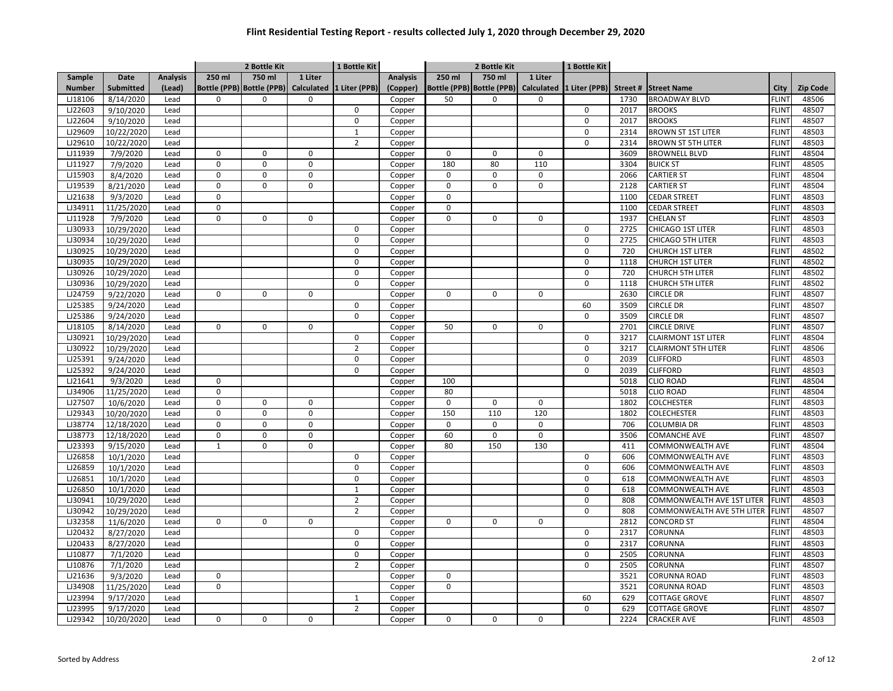# Flint Residential Testing Report - results collected July 1, 2020 through December 29, 2020

| | | | 2 Bottle Kit | | | 1 Bottle Kit | | 2 Bottle Kit | | | 1 Bottle Kit | | | | |
|---|---|---|---|---|---|---|---|---|---|---|---|---|---|---|---|
| Sample Number | Date Submitted | Analysis (Lead) | 250 ml Bottle (PPB) | 750 ml Bottle (PPB) | 1 Liter Calculated | 1 Liter (PPB) | Analysis (Copper) | 250 ml Bottle (PPB) | 750 ml Bottle (PPB) | 1 Liter Calculated | 1 Liter (PPB) | Street # | Street Name | City | Zip Code |
| LJ18106 | 8/14/2020 | Lead | 0 | 0 | 0 | | Copper | 50 | 0 | 0 | | 1730 | BROADWAY BLVD | FLINT | 48506 |
| LJ22603 | 9/10/2020 | Lead | | | | 0 | Copper | | | | 0 | 2017 | BROOKS | FLINT | 48507 |
| LJ22604 | 9/10/2020 | Lead | | | | 0 | Copper | | | | 0 | 2017 | BROOKS | FLINT | 48507 |
| LJ29609 | 10/22/2020 | Lead | | | | 1 | Copper | | | | 0 | 2314 | BROWN ST 1ST LITER | FLINT | 48503 |
| LJ29610 | 10/22/2020 | Lead | | | | 2 | Copper | | | | 0 | 2314 | BROWN ST 5TH LITER | FLINT | 48503 |
| LJ11939 | 7/9/2020 | Lead | 0 | 0 | 0 | | Copper | 0 | 0 | 0 | | 3609 | BROWNELL BLVD | FLINT | 48504 |
| LJ11927 | 7/9/2020 | Lead | 0 | 0 | 0 | | Copper | 180 | 80 | 110 | | 3304 | BUICK ST | FLINT | 48505 |
| LJ15903 | 8/4/2020 | Lead | 0 | 0 | 0 | | Copper | 0 | 0 | 0 | | 2066 | CARTIER ST | FLINT | 48504 |
| LJ19539 | 8/21/2020 | Lead | 0 | 0 | 0 | | Copper | 0 | 0 | 0 | | 2128 | CARTIER ST | FLINT | 48504 |
| LJ21638 | 9/3/2020 | Lead | 0 | | | | Copper | 0 | | | | 1100 | CEDAR STREET | FLINT | 48503 |
| LJ34911 | 11/25/2020 | Lead | 0 | | | | Copper | 0 | | | | 1100 | CEDAR STREET | FLINT | 48503 |
| LJ11928 | 7/9/2020 | Lead | 0 | 0 | 0 | | Copper | 0 | 0 | 0 | | 1937 | CHELAN ST | FLINT | 48503 |
| LJ30933 | 10/29/2020 | Lead | | | | 0 | Copper | | | | 0 | 2725 | CHICAGO 1ST LITER | FLINT | 48503 |
| LJ30934 | 10/29/2020 | Lead | | | | 0 | Copper | | | | 0 | 2725 | CHICAGO 5TH LITER | FLINT | 48503 |
| LJ30925 | 10/29/2020 | Lead | | | | 0 | Copper | | | | 0 | 720 | CHURCH 1ST LITER | FLINT | 48502 |
| LJ30935 | 10/29/2020 | Lead | | | | 0 | Copper | | | | 0 | 1118 | CHURCH 1ST LITER | FLINT | 48502 |
| LJ30926 | 10/29/2020 | Lead | | | | 0 | Copper | | | | 0 | 720 | CHURCH 5TH LITER | FLINT | 48502 |
| LJ30936 | 10/29/2020 | Lead | | | | 0 | Copper | | | | 0 | 1118 | CHURCH 5TH LITER | FLINT | 48502 |
| LJ24759 | 9/22/2020 | Lead | 0 | 0 | 0 | | Copper | 0 | 0 | 0 | | 2630 | CIRCLE DR | FLINT | 48507 |
| LJ25385 | 9/24/2020 | Lead | | | | 0 | Copper | | | | 60 | 3509 | CIRCLE DR | FLINT | 48507 |
| LJ25386 | 9/24/2020 | Lead | | | | 0 | Copper | | | | 0 | 3509 | CIRCLE DR | FLINT | 48507 |
| LJ18105 | 8/14/2020 | Lead | 0 | 0 | 0 | | Copper | 50 | 0 | 0 | | 2701 | CIRCLE DRIVE | FLINT | 48507 |
| LJ30921 | 10/29/2020 | Lead | | | | 0 | Copper | | | | 0 | 3217 | CLAIRMONT 1ST LITER | FLINT | 48504 |
| LJ30922 | 10/29/2020 | Lead | | | | 2 | Copper | | | | 0 | 3217 | CLAIRMONT 5TH LITER | FLINT | 48506 |
| LJ25391 | 9/24/2020 | Lead | | | | 0 | Copper | | | | 0 | 2039 | CLIFFORD | FLINT | 48503 |
| LJ25392 | 9/24/2020 | Lead | | | | 0 | Copper | | | | 0 | 2039 | CLIFFORD | FLINT | 48503 |
| LJ21641 | 9/3/2020 | Lead | 0 | | | | Copper | 100 | | | | 5018 | CLIO ROAD | FLINT | 48504 |
| LJ34906 | 11/25/2020 | Lead | 0 | | | | Copper | 80 | | | | 5018 | CLIO ROAD | FLINT | 48504 |
| LJ27507 | 10/6/2020 | Lead | 0 | 0 | 0 | | Copper | 0 | 0 | 0 | | 1802 | COLCHESTER | FLINT | 48503 |
| LJ29343 | 10/20/2020 | Lead | 0 | 0 | 0 | | Copper | 150 | 110 | 120 | | 1802 | COLECHESTER | FLINT | 48503 |
| LJ38774 | 12/18/2020 | Lead | 0 | 0 | 0 | | Copper | 0 | 0 | 0 | | 706 | COLUMBIA DR | FLINT | 48503 |
| LJ38773 | 12/18/2020 | Lead | 0 | 0 | 0 | | Copper | 60 | 0 | 0 | | 3506 | COMANCHE AVE | FLINT | 48507 |
| LJ23393 | 9/15/2020 | Lead | 1 | 0 | 0 | | Copper | 80 | 150 | 130 | | 411 | COMMONWEALTH AVE | FLINT | 48504 |
| LJ26858 | 10/1/2020 | Lead | | | | 0 | Copper | | | | 0 | 606 | COMMONWEALTH AVE | FLINT | 48503 |
| LJ26859 | 10/1/2020 | Lead | | | | 0 | Copper | | | | 0 | 606 | COMMONWEALTH AVE | FLINT | 48503 |
| LJ26851 | 10/1/2020 | Lead | | | | 0 | Copper | | | | 0 | 618 | COMMONWEALTH AVE | FLINT | 48503 |
| LJ26850 | 10/1/2020 | Lead | | | | 1 | Copper | | | | 0 | 618 | COMMONWEALTH AVE | FLINT | 48503 |
| LJ30941 | 10/29/2020 | Lead | | | | 2 | Copper | | | | 0 | 808 | COMMONWEALTH AVE 1ST LITER | FLINT | 48503 |
| LJ30942 | 10/29/2020 | Lead | | | | 2 | Copper | | | | 0 | 808 | COMMONWEALTH AVE 5TH LITER | FLINT | 48507 |
| LJ32358 | 11/6/2020 | Lead | 0 | 0 | 0 | | Copper | 0 | 0 | 0 | | 2812 | CONCORD ST | FLINT | 48504 |
| LJ20432 | 8/27/2020 | Lead | | | | 0 | Copper | | | | 0 | 2317 | CORUNNA | FLINT | 48503 |
| LJ20433 | 8/27/2020 | Lead | | | | 0 | Copper | | | | 0 | 2317 | CORUNNA | FLINT | 48503 |
| LJ10877 | 7/1/2020 | Lead | | | | 0 | Copper | | | | 0 | 2505 | CORUNNA | FLINT | 48503 |
| LJ10876 | 7/1/2020 | Lead | | | | 2 | Copper | | | | 0 | 2505 | CORUNNA | FLINT | 48507 |
| LJ21636 | 9/3/2020 | Lead | 0 | | | | Copper | 0 | | | | 3521 | CORUNNA ROAD | FLINT | 48503 |
| LJ34908 | 11/25/2020 | Lead | 0 | | | | Copper | 0 | | | | 3521 | CORUNNA ROAD | FLINT | 48503 |
| LJ23994 | 9/17/2020 | Lead | | | | 1 | Copper | | | | 60 | 629 | COTTAGE GROVE | FLINT | 48507 |
| LJ23995 | 9/17/2020 | Lead | | | | 2 | Copper | | | | 0 | 629 | COTTAGE GROVE | FLINT | 48507 |
| LJ29342 | 10/20/2020 | Lead | 0 | 0 | 0 | | Copper | 0 | 0 | 0 | | 2224 | CRACKER AVE | FLINT | 48503 |

Sorted by Address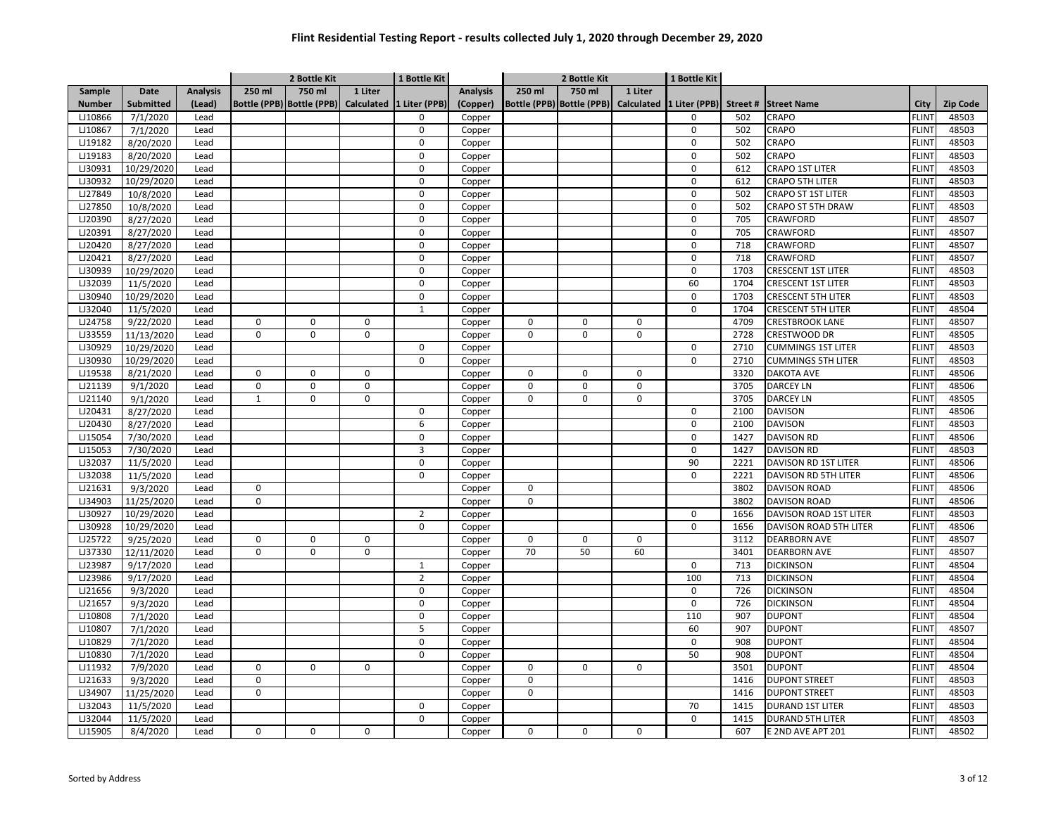# Flint Residential Testing Report - results collected July 1, 2020 through December 29, 2020

| | | | 2 Bottle Kit | | | 1 Bottle Kit | | 2 Bottle Kit | | | 1 Bottle Kit | | | | |
|---|---|---|---|---|---|---|---|---|---|---|---|---|---|---|---|
| Sample Number | Date Submitted | Analysis (Lead) | 250 ml Bottle (PPB) | 750 ml Bottle (PPB) | 1 Liter Calculated | 1 Liter (PPB) | Analysis (Copper) | 250 ml Bottle (PPB) | 750 ml Bottle (PPB) | 1 Liter Calculated | 1 Liter (PPB) | Street # | Street Name | City | Zip Code |
| LJ10866 | 7/1/2020 | Lead | | | | 0 | Copper | | | | 0 | 502 | CRAPO | FLINT | 48503 |
| LJ10867 | 7/1/2020 | Lead | | | | 0 | Copper | | | | 0 | 502 | CRAPO | FLINT | 48503 |
| LJ19182 | 8/20/2020 | Lead | | | | 0 | Copper | | | | 0 | 502 | CRAPO | FLINT | 48503 |
| LJ19183 | 8/20/2020 | Lead | | | | 0 | Copper | | | | 0 | 502 | CRAPO | FLINT | 48503 |
| LJ30931 | 10/29/2020 | Lead | | | | 0 | Copper | | | | 0 | 612 | CRAPO 1ST LITER | FLINT | 48503 |
| LJ30932 | 10/29/2020 | Lead | | | | 0 | Copper | | | | 0 | 612 | CRAPO 5TH LITER | FLINT | 48503 |
| LJ27849 | 10/8/2020 | Lead | | | | 0 | Copper | | | | 0 | 502 | CRAPO ST 1ST LITER | FLINT | 48503 |
| LJ27850 | 10/8/2020 | Lead | | | | 0 | Copper | | | | 0 | 502 | CRAPO ST 5TH DRAW | FLINT | 48503 |
| LJ20390 | 8/27/2020 | Lead | | | | 0 | Copper | | | | 0 | 705 | CRAWFORD | FLINT | 48507 |
| LJ20391 | 8/27/2020 | Lead | | | | 0 | Copper | | | | 0 | 705 | CRAWFORD | FLINT | 48507 |
| LJ20420 | 8/27/2020 | Lead | | | | 0 | Copper | | | | 0 | 718 | CRAWFORD | FLINT | 48507 |
| LJ20421 | 8/27/2020 | Lead | | | | 0 | Copper | | | | 0 | 718 | CRAWFORD | FLINT | 48507 |
| LJ30939 | 10/29/2020 | Lead | | | | 0 | Copper | | | | 0 | 1703 | CRESCENT 1ST LITER | FLINT | 48503 |
| LJ32039 | 11/5/2020 | Lead | | | | 0 | Copper | | | | 60 | 1704 | CRESCENT 1ST LITER | FLINT | 48503 |
| LJ30940 | 10/29/2020 | Lead | | | | 0 | Copper | | | | 0 | 1703 | CRESCENT 5TH LITER | FLINT | 48503 |
| LJ32040 | 11/5/2020 | Lead | | | | 1 | Copper | | | | 0 | 1704 | CRESCENT 5TH LITER | FLINT | 48504 |
| LJ24758 | 9/22/2020 | Lead | 0 | 0 | 0 | | Copper | 0 | 0 | 0 | | 4709 | CRESTBROOK LANE | FLINT | 48507 |
| LJ33559 | 11/13/2020 | Lead | 0 | 0 | 0 | | Copper | 0 | 0 | 0 | | 2728 | CRESTWOOD DR | FLINT | 48505 |
| LJ30929 | 10/29/2020 | Lead | | | | 0 | Copper | | | | 0 | 2710 | CUMMINGS 1ST LITER | FLINT | 48503 |
| LJ30930 | 10/29/2020 | Lead | | | | 0 | Copper | | | | 0 | 2710 | CUMMINGS 5TH LITER | FLINT | 48503 |
| LJ19538 | 8/21/2020 | Lead | 0 | 0 | 0 | | Copper | 0 | 0 | 0 | | 3320 | DAKOTA AVE | FLINT | 48506 |
| LJ21139 | 9/1/2020 | Lead | 0 | 0 | 0 | | Copper | 0 | 0 | 0 | | 3705 | DARCEY LN | FLINT | 48506 |
| LJ21140 | 9/1/2020 | Lead | 1 | 0 | 0 | | Copper | 0 | 0 | 0 | | 3705 | DARCEY LN | FLINT | 48505 |
| LJ20431 | 8/27/2020 | Lead | | | | 0 | Copper | | | | 0 | 2100 | DAVISON | FLINT | 48506 |
| LJ20430 | 8/27/2020 | Lead | | | | 6 | Copper | | | | 0 | 2100 | DAVISON | FLINT | 48503 |
| LJ15054 | 7/30/2020 | Lead | | | | 0 | Copper | | | | 0 | 1427 | DAVISON RD | FLINT | 48506 |
| LJ15053 | 7/30/2020 | Lead | | | | 3 | Copper | | | | 0 | 1427 | DAVISON RD | FLINT | 48503 |
| LJ32037 | 11/5/2020 | Lead | | | | 0 | Copper | | | | 90 | 2221 | DAVISON RD 1ST LITER | FLINT | 48506 |
| LJ32038 | 11/5/2020 | Lead | | | | 0 | Copper | | | | 0 | 2221 | DAVISON RD 5TH LITER | FLINT | 48506 |
| LJ21631 | 9/3/2020 | Lead | 0 | | | | Copper | 0 | | | | 3802 | DAVISON ROAD | FLINT | 48506 |
| LJ34903 | 11/25/2020 | Lead | 0 | | | | Copper | 0 | | | | 3802 | DAVISON ROAD | FLINT | 48506 |
| LJ30927 | 10/29/2020 | Lead | | | | 2 | Copper | | | | 0 | 1656 | DAVISON ROAD 1ST LITER | FLINT | 48503 |
| LJ30928 | 10/29/2020 | Lead | | | | 0 | Copper | | | | 0 | 1656 | DAVISON ROAD 5TH LITER | FLINT | 48506 |
| LJ25722 | 9/25/2020 | Lead | 0 | 0 | 0 | | Copper | 0 | 0 | 0 | | 3112 | DEARBORN AVE | FLINT | 48507 |
| LJ37330 | 12/11/2020 | Lead | 0 | 0 | 0 | | Copper | 70 | 50 | 60 | | 3401 | DEARBORN AVE | FLINT | 48507 |
| LJ23987 | 9/17/2020 | Lead | | | | 1 | Copper | | | | 0 | 713 | DICKINSON | FLINT | 48504 |
| LJ23986 | 9/17/2020 | Lead | | | | 2 | Copper | | | | 100 | 713 | DICKINSON | FLINT | 48504 |
| LJ21656 | 9/3/2020 | Lead | | | | 0 | Copper | | | | 0 | 726 | DICKINSON | FLINT | 48504 |
| LJ21657 | 9/3/2020 | Lead | | | | 0 | Copper | | | | 0 | 726 | DICKINSON | FLINT | 48504 |
| LJ10808 | 7/1/2020 | Lead | | | | 0 | Copper | | | | 110 | 907 | DUPONT | FLINT | 48504 |
| LJ10807 | 7/1/2020 | Lead | | | | 5 | Copper | | | | 60 | 907 | DUPONT | FLINT | 48507 |
| LJ10829 | 7/1/2020 | Lead | | | | 0 | Copper | | | | 0 | 908 | DUPONT | FLINT | 48504 |
| LJ10830 | 7/1/2020 | Lead | | | | 0 | Copper | | | | 50 | 908 | DUPONT | FLINT | 48504 |
| LJ11932 | 7/9/2020 | Lead | 0 | 0 | 0 | | Copper | 0 | 0 | 0 | | 3501 | DUPONT | FLINT | 48504 |
| LJ21633 | 9/3/2020 | Lead | 0 | | | | Copper | 0 | | | | 1416 | DUPONT STREET | FLINT | 48503 |
| LJ34907 | 11/25/2020 | Lead | 0 | | | | Copper | 0 | | | | 1416 | DUPONT STREET | FLINT | 48503 |
| LJ32043 | 11/5/2020 | Lead | | | | 0 | Copper | | | | 70 | 1415 | DURAND 1ST LITER | FLINT | 48503 |
| LJ32044 | 11/5/2020 | Lead | | | | 0 | Copper | | | | 0 | 1415 | DURAND 5TH LITER | FLINT | 48503 |
| LJ15905 | 8/4/2020 | Lead | 0 | 0 | 0 | | Copper | 0 | 0 | 0 | | 607 | E 2ND AVE APT 201 | FLINT | 48502 |

Sorted by Address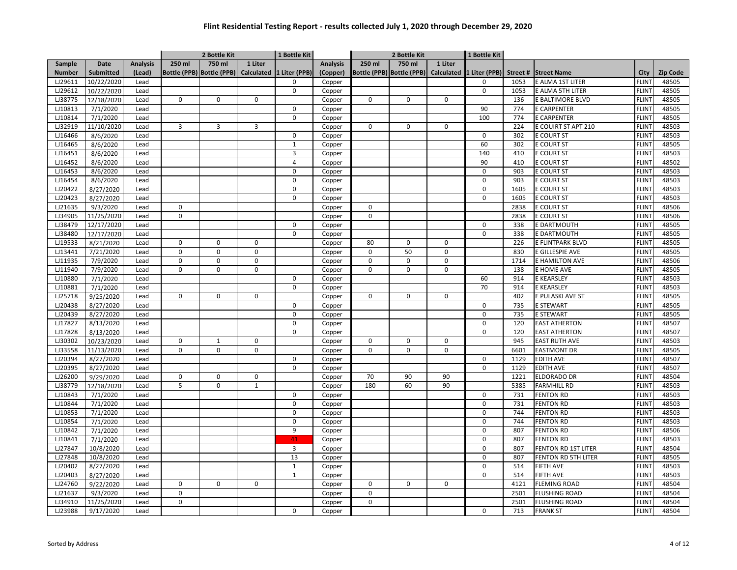# Flint Residential Testing Report - results collected July 1, 2020 through December 29, 2020

| | | | 2 Bottle Kit | | | 1 Bottle Kit | | 2 Bottle Kit | | | 1 Bottle Kit | | | | |
|---|---|---|---|---|---|---|---|---|---|---|---|---|---|---|---|
| Sample Number | Date Submitted | Analysis (Lead) | 250 ml Bottle (PPB) | 750 ml Bottle (PPB) | 1 Liter Calculated | 1 Liter (PPB) | Analysis (Copper) | 250 ml Bottle (PPB) | 750 ml Bottle (PPB) | 1 Liter Calculated | 1 Liter (PPB) | Street # | Street Name | City | Zip Code |
| LJ29611 | 10/22/2020 | Lead | | | | 0 | Copper | | | | 0 | 1053 | E ALMA 1ST LITER | FLINT | 48505 |
| LJ29612 | 10/22/2020 | Lead | | | | 0 | Copper | | | | 0 | 1053 | E ALMA 5TH LITER | FLINT | 48505 |
| LJ38775 | 12/18/2020 | Lead | 0 | 0 | 0 | | Copper | 0 | 0 | 0 | | 136 | E BALTIMORE BLVD | FLINT | 48505 |
| LJ10813 | 7/1/2020 | Lead | | | | 0 | Copper | | | | 90 | 774 | E CARPENTER | FLINT | 48505 |
| LJ10814 | 7/1/2020 | Lead | | | | 0 | Copper | | | | 100 | 774 | E CARPENTER | FLINT | 48505 |
| LJ32919 | 11/10/2020 | Lead | 3 | 3 | 3 | | Copper | 0 | 0 | 0 | | 224 | E COUIRT ST APT 210 | FLINT | 48503 |
| LJ16466 | 8/6/2020 | Lead | | | | 0 | Copper | | | | 0 | 302 | E COURT ST | FLINT | 48503 |
| LJ16465 | 8/6/2020 | Lead | | | | 1 | Copper | | | | 60 | 302 | E COURT ST | FLINT | 48505 |
| LJ16451 | 8/6/2020 | Lead | | | | 3 | Copper | | | | 140 | 410 | E COURT ST | FLINT | 48503 |
| LJ16452 | 8/6/2020 | Lead | | | | 4 | Copper | | | | 90 | 410 | E COURT ST | FLINT | 48502 |
| LJ16453 | 8/6/2020 | Lead | | | | 0 | Copper | | | | 0 | 903 | E COURT ST | FLINT | 48503 |
| LJ16454 | 8/6/2020 | Lead | | | | 0 | Copper | | | | 0 | 903 | E COURT ST | FLINT | 48503 |
| LJ20422 | 8/27/2020 | Lead | | | | 0 | Copper | | | | 0 | 1605 | E COURT ST | FLINT | 48503 |
| LJ20423 | 8/27/2020 | Lead | | | | 0 | Copper | | | | 0 | 1605 | E COURT ST | FLINT | 48503 |
| LJ21635 | 9/3/2020 | Lead | 0 | | | | Copper | 0 | | | | 2838 | E COURT ST | FLINT | 48506 |
| LJ34905 | 11/25/2020 | Lead | 0 | | | | Copper | 0 | | | | 2838 | E COURT ST | FLINT | 48506 |
| LJ38479 | 12/17/2020 | Lead | | | | 0 | Copper | | | | 0 | 338 | E DARTMOUTH | FLINT | 48505 |
| LJ38480 | 12/17/2020 | Lead | | | | 0 | Copper | | | | 0 | 338 | E DARTMOUTH | FLINT | 48505 |
| LJ19533 | 8/21/2020 | Lead | 0 | 0 | 0 | | Copper | 80 | 0 | 0 | | 226 | E FLINTPARK BLVD | FLINT | 48505 |
| LJ13441 | 7/21/2020 | Lead | 0 | 0 | 0 | | Copper | 0 | 50 | 0 | | 830 | E GILLESPIE AVE | FLINT | 48505 |
| LJ11935 | 7/9/2020 | Lead | 0 | 0 | 0 | | Copper | 0 | 0 | 0 | | 1714 | E HAMILTON AVE | FLINT | 48506 |
| LJ11940 | 7/9/2020 | Lead | 0 | 0 | 0 | | Copper | 0 | 0 | 0 | | 138 | E HOME AVE | FLINT | 48505 |
| LJ10880 | 7/1/2020 | Lead | | | | 0 | Copper | | | | 60 | 914 | E KEARSLEY | FLINT | 48503 |
| LJ10881 | 7/1/2020 | Lead | | | | 0 | Copper | | | | 70 | 914 | E KEARSLEY | FLINT | 48503 |
| LJ25718 | 9/25/2020 | Lead | 0 | 0 | 0 | | Copper | 0 | 0 | 0 | | 402 | E PULASKI AVE ST | FLINT | 48505 |
| LJ20438 | 8/27/2020 | Lead | | | | 0 | Copper | | | | 0 | 735 | E STEWART | FLINT | 48505 |
| LJ20439 | 8/27/2020 | Lead | | | | 0 | Copper | | | | 0 | 735 | E STEWART | FLINT | 48505 |
| LJ17827 | 8/13/2020 | Lead | | | | 0 | Copper | | | | 0 | 120 | EAST ATHERTON | FLINT | 48507 |
| LJ17828 | 8/13/2020 | Lead | | | | 0 | Copper | | | | 0 | 120 | EAST ATHERTON | FLINT | 48507 |
| LJ30302 | 10/23/2020 | Lead | 0 | 1 | 0 | | Copper | 0 | 0 | 0 | | 945 | EAST RUTH AVE | FLINT | 48503 |
| LJ33558 | 11/13/2020 | Lead | 0 | 0 | 0 | | Copper | 0 | 0 | 0 | | 6601 | EASTMONT DR | FLINT | 48505 |
| LJ20394 | 8/27/2020 | Lead | | | | 0 | Copper | | | | 0 | 1129 | EDITH AVE | FLINT | 48507 |
| LJ20395 | 8/27/2020 | Lead | | | | 0 | Copper | | | | 0 | 1129 | EDITH AVE | FLINT | 48507 |
| LJ26200 | 9/29/2020 | Lead | 0 | 0 | 0 | | Copper | 70 | 90 | 90 | | 1221 | ELDORADO DR | FLINT | 48504 |
| LJ38779 | 12/18/2020 | Lead | 5 | 0 | 1 | | Copper | 180 | 60 | 90 | | 5385 | FARMHILL RD | FLINT | 48503 |
| LJ10843 | 7/1/2020 | Lead | | | | 0 | Copper | | | | 0 | 731 | FENTON RD | FLINT | 48503 |
| LJ10844 | 7/1/2020 | Lead | | | | 0 | Copper | | | | 0 | 731 | FENTON RD | FLINT | 48503 |
| LJ10853 | 7/1/2020 | Lead | | | | 0 | Copper | | | | 0 | 744 | FENTON RD | FLINT | 48503 |
| LJ10854 | 7/1/2020 | Lead | | | | 0 | Copper | | | | 0 | 744 | FENTON RD | FLINT | 48503 |
| LJ10842 | 7/1/2020 | Lead | | | | 9 | Copper | | | | 0 | 807 | FENTON RD | FLINT | 48506 |
| LJ10841 | 7/1/2020 | Lead | | | | 41 | Copper | | | | 0 | 807 | FENTON RD | FLINT | 48503 |
| LJ27847 | 10/8/2020 | Lead | | | | 3 | Copper | | | | 0 | 807 | FENTON RD 1ST LITER | FLINT | 48504 |
| LJ27848 | 10/8/2020 | Lead | | | | 13 | Copper | | | | 0 | 807 | FENTON RD 5TH LITER | FLINT | 48505 |
| LJ20402 | 8/27/2020 | Lead | | | | 1 | Copper | | | | 0 | 514 | FIFTH AVE | FLINT | 48503 |
| LJ20403 | 8/27/2020 | Lead | | | | 1 | Copper | | | | 0 | 514 | FIFTH AVE | FLINT | 48503 |
| LJ24760 | 9/22/2020 | Lead | 0 | 0 | 0 | | Copper | 0 | 0 | 0 | | 4121 | FLEMING ROAD | FLINT | 48504 |
| LJ21637 | 9/3/2020 | Lead | 0 | | | | Copper | 0 | | | | 2501 | FLUSHING ROAD | FLINT | 48504 |
| LJ34910 | 11/25/2020 | Lead | 0 | | | | Copper | 0 | | | | 2501 | FLUSHING ROAD | FLINT | 48504 |
| LJ23988 | 9/17/2020 | Lead | | | | 0 | Copper | | | | 0 | 713 | FRANK ST | FLINT | 48504 |

Sorted by Address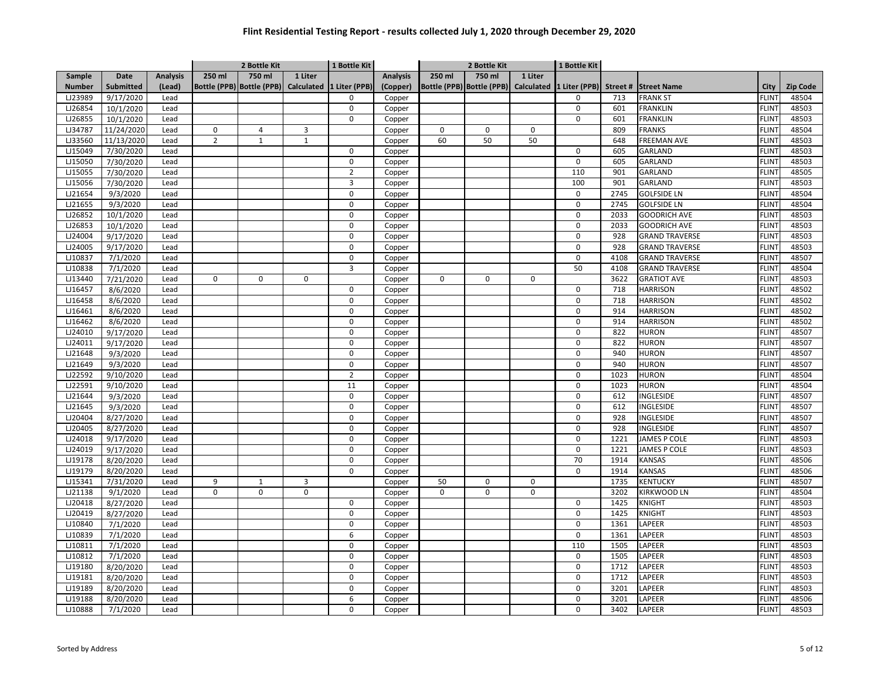# Flint Residential Testing Report - results collected July 1, 2020 through December 29, 2020

| | | | 2 Bottle Kit | | | 1 Bottle Kit | | 2 Bottle Kit | | | 1 Bottle Kit | | | | |
|---|---|---|---|---|---|---|---|---|---|---|---|---|---|---|---|
| Sample Number | Date Submitted | Analysis (Lead) | 250 ml Bottle (PPB) | 750 ml Bottle (PPB) | 1 Liter Calculated | 1 Liter (PPB) | Analysis (Copper) | 250 ml Bottle (PPB) | 750 ml Bottle (PPB) | 1 Liter Calculated | 1 Liter (PPB) | Street # | Street Name | City | Zip Code |
| LJ23989 | 9/17/2020 | Lead | | | | 0 | Copper | | | | 0 | 713 | FRANK ST | FLINT | 48504 |
| LJ26854 | 10/1/2020 | Lead | | | | 0 | Copper | | | | 0 | 601 | FRANKLIN | FLINT | 48503 |
| LJ26855 | 10/1/2020 | Lead | | | | 0 | Copper | | | | 0 | 601 | FRANKLIN | FLINT | 48503 |
| LJ34787 | 11/24/2020 | Lead | 0 | 4 | 3 | | Copper | 0 | 0 | 0 | | 809 | FRANKS | FLINT | 48504 |
| LJ33560 | 11/13/2020 | Lead | 2 | 1 | 1 | | Copper | 60 | 50 | 50 | | 648 | FREEMAN AVE | FLINT | 48503 |
| LJ15049 | 7/30/2020 | Lead | | | | 0 | Copper | | | | 0 | 605 | GARLAND | FLINT | 48503 |
| LJ15050 | 7/30/2020 | Lead | | | | 0 | Copper | | | | 0 | 605 | GARLAND | FLINT | 48503 |
| LJ15055 | 7/30/2020 | Lead | | | | 2 | Copper | | | | 110 | 901 | GARLAND | FLINT | 48505 |
| LJ15056 | 7/30/2020 | Lead | | | | 3 | Copper | | | | 100 | 901 | GARLAND | FLINT | 48503 |
| LJ21654 | 9/3/2020 | Lead | | | | 0 | Copper | | | | 0 | 2745 | GOLFSIDE LN | FLINT | 48504 |
| LJ21655 | 9/3/2020 | Lead | | | | 0 | Copper | | | | 0 | 2745 | GOLFSIDE LN | FLINT | 48504 |
| LJ26852 | 10/1/2020 | Lead | | | | 0 | Copper | | | | 0 | 2033 | GOODRICH AVE | FLINT | 48503 |
| LJ26853 | 10/1/2020 | Lead | | | | 0 | Copper | | | | 0 | 2033 | GOODRICH AVE | FLINT | 48503 |
| LJ24004 | 9/17/2020 | Lead | | | | 0 | Copper | | | | 0 | 928 | GRAND TRAVERSE | FLINT | 48503 |
| LJ24005 | 9/17/2020 | Lead | | | | 0 | Copper | | | | 0 | 928 | GRAND TRAVERSE | FLINT | 48503 |
| LJ10837 | 7/1/2020 | Lead | | | | 0 | Copper | | | | 0 | 4108 | GRAND TRAVERSE | FLINT | 48507 |
| LJ10838 | 7/1/2020 | Lead | | | | 3 | Copper | | | | 50 | 4108 | GRAND TRAVERSE | FLINT | 48504 |
| LJ13440 | 7/21/2020 | Lead | 0 | 0 | 0 | | Copper | 0 | 0 | 0 | | 3622 | GRATIOT AVE | FLINT | 48503 |
| LJ16457 | 8/6/2020 | Lead | | | | 0 | Copper | | | | 0 | 718 | HARRISON | FLINT | 48502 |
| LJ16458 | 8/6/2020 | Lead | | | | 0 | Copper | | | | 0 | 718 | HARRISON | FLINT | 48502 |
| LJ16461 | 8/6/2020 | Lead | | | | 0 | Copper | | | | 0 | 914 | HARRISON | FLINT | 48502 |
| LJ16462 | 8/6/2020 | Lead | | | | 0 | Copper | | | | 0 | 914 | HARRISON | FLINT | 48502 |
| LJ24010 | 9/17/2020 | Lead | | | | 0 | Copper | | | | 0 | 822 | HURON | FLINT | 48507 |
| LJ24011 | 9/17/2020 | Lead | | | | 0 | Copper | | | | 0 | 822 | HURON | FLINT | 48507 |
| LJ21648 | 9/3/2020 | Lead | | | | 0 | Copper | | | | 0 | 940 | HURON | FLINT | 48507 |
| LJ21649 | 9/3/2020 | Lead | | | | 0 | Copper | | | | 0 | 940 | HURON | FLINT | 48507 |
| LJ22592 | 9/10/2020 | Lead | | | | 2 | Copper | | | | 0 | 1023 | HURON | FLINT | 48504 |
| LJ22591 | 9/10/2020 | Lead | | | | 11 | Copper | | | | 0 | 1023 | HURON | FLINT | 48504 |
| LJ21644 | 9/3/2020 | Lead | | | | 0 | Copper | | | | 0 | 612 | INGLESIDE | FLINT | 48507 |
| LJ21645 | 9/3/2020 | Lead | | | | 0 | Copper | | | | 0 | 612 | INGLESIDE | FLINT | 48507 |
| LJ20404 | 8/27/2020 | Lead | | | | 0 | Copper | | | | 0 | 928 | INGLESIDE | FLINT | 48507 |
| LJ20405 | 8/27/2020 | Lead | | | | 0 | Copper | | | | 0 | 928 | INGLESIDE | FLINT | 48507 |
| LJ24018 | 9/17/2020 | Lead | | | | 0 | Copper | | | | 0 | 1221 | JAMES P COLE | FLINT | 48503 |
| LJ24019 | 9/17/2020 | Lead | | | | 0 | Copper | | | | 0 | 1221 | JAMES P COLE | FLINT | 48503 |
| LJ19178 | 8/20/2020 | Lead | | | | 0 | Copper | | | | 70 | 1914 | KANSAS | FLINT | 48506 |
| LJ19179 | 8/20/2020 | Lead | | | | 0 | Copper | | | | 0 | 1914 | KANSAS | FLINT | 48506 |
| LJ15341 | 7/31/2020 | Lead | 9 | 1 | 3 | | Copper | 50 | 0 | 0 | | 1735 | KENTUCKY | FLINT | 48507 |
| LJ21138 | 9/1/2020 | Lead | 0 | 0 | 0 | | Copper | 0 | 0 | 0 | | 3202 | KIRKWOOD LN | FLINT | 48504 |
| LJ20418 | 8/27/2020 | Lead | | | | 0 | Copper | | | | 0 | 1425 | KNIGHT | FLINT | 48503 |
| LJ20419 | 8/27/2020 | Lead | | | | 0 | Copper | | | | 0 | 1425 | KNIGHT | FLINT | 48503 |
| LJ10840 | 7/1/2020 | Lead | | | | 0 | Copper | | | | 0 | 1361 | LAPEER | FLINT | 48503 |
| LJ10839 | 7/1/2020 | Lead | | | | 6 | Copper | | | | 0 | 1361 | LAPEER | FLINT | 48503 |
| LJ10811 | 7/1/2020 | Lead | | | | 0 | Copper | | | | 110 | 1505 | LAPEER | FLINT | 48503 |
| LJ10812 | 7/1/2020 | Lead | | | | 0 | Copper | | | | 0 | 1505 | LAPEER | FLINT | 48503 |
| LJ19180 | 8/20/2020 | Lead | | | | 0 | Copper | | | | 0 | 1712 | LAPEER | FLINT | 48503 |
| LJ19181 | 8/20/2020 | Lead | | | | 0 | Copper | | | | 0 | 1712 | LAPEER | FLINT | 48503 |
| LJ19189 | 8/20/2020 | Lead | | | | 0 | Copper | | | | 0 | 3201 | LAPEER | FLINT | 48503 |
| LJ19188 | 8/20/2020 | Lead | | | | 6 | Copper | | | | 0 | 3201 | LAPEER | FLINT | 48506 |
| LJ10888 | 7/1/2020 | Lead | | | | 0 | Copper | | | | 0 | 3402 | LAPEER | FLINT | 48503 |

Sorted by Address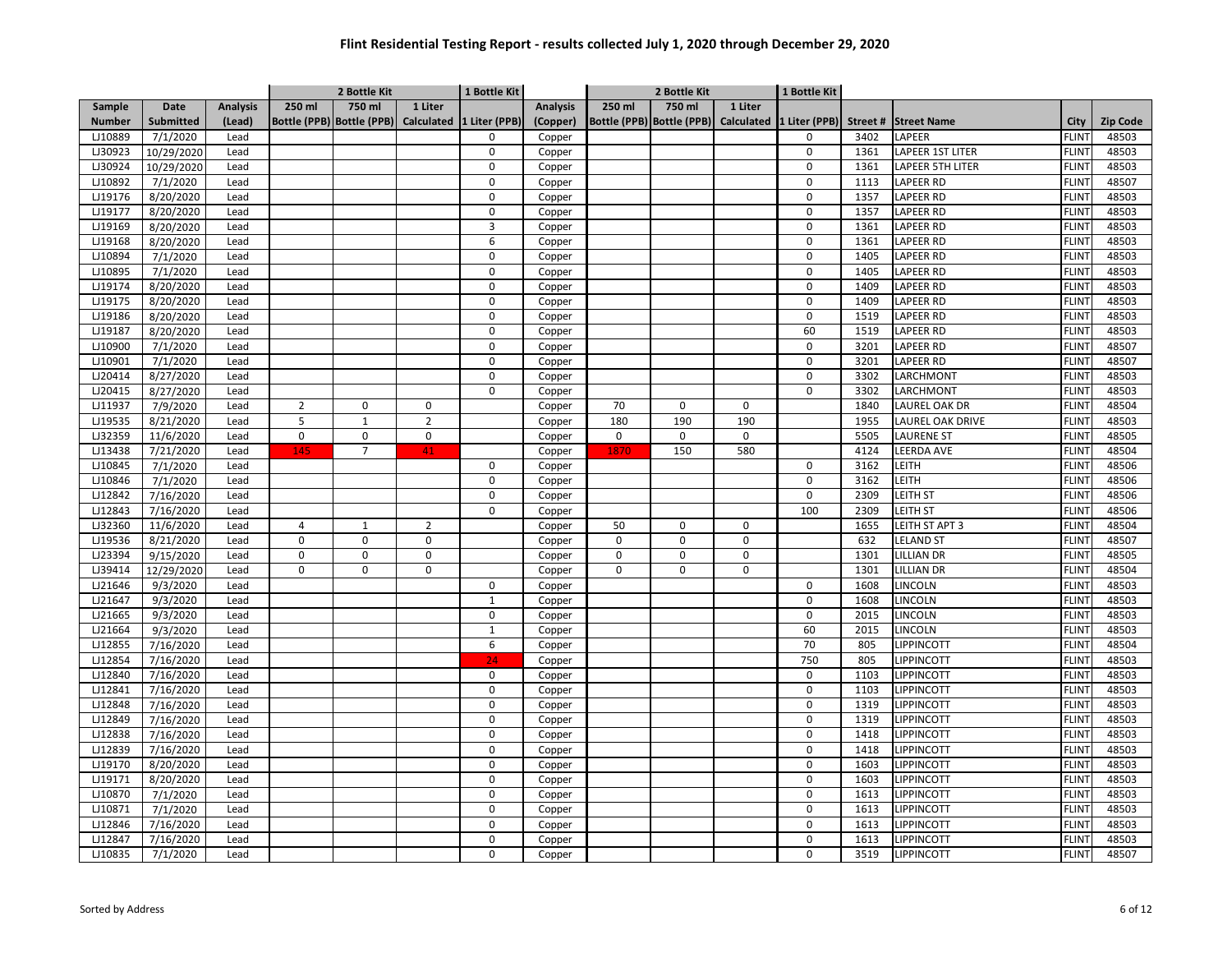# Flint Residential Testing Report - results collected July 1, 2020 through December 29, 2020

| | | | 2 Bottle Kit | | | 1 Bottle Kit | | 2 Bottle Kit | | | 1 Bottle Kit | | | | |
|---|---|---|---|---|---|---|---|---|---|---|---|---|---|---|---|
| Sample Number | Date Submitted | Analysis (Lead) | 250 ml Bottle (PPB) | 750 ml Bottle (PPB) | 1 Liter Calculated | 1 Liter (PPB) | Analysis (Copper) | 250 ml Bottle (PPB) | 750 ml Bottle (PPB) | 1 Liter Calculated | 1 Liter (PPB) | Street # | Street Name | City | Zip Code |
| LJ10889 | 7/1/2020 | Lead | | | | 0 | Copper | | | | 0 | 3402 | LAPEER | FLINT | 48503 |
| LJ30923 | 10/29/2020 | Lead | | | | 0 | Copper | | | | 0 | 1361 | LAPEER 1ST LITER | FLINT | 48503 |
| LJ30924 | 10/29/2020 | Lead | | | | 0 | Copper | | | | 0 | 1361 | LAPEER 5TH LITER | FLINT | 48503 |
| LJ10892 | 7/1/2020 | Lead | | | | 0 | Copper | | | | 0 | 1113 | LAPEER RD | FLINT | 48507 |
| LJ19176 | 8/20/2020 | Lead | | | | 0 | Copper | | | | 0 | 1357 | LAPEER RD | FLINT | 48503 |
| LJ19177 | 8/20/2020 | Lead | | | | 0 | Copper | | | | 0 | 1357 | LAPEER RD | FLINT | 48503 |
| LJ19169 | 8/20/2020 | Lead | | | | 3 | Copper | | | | 0 | 1361 | LAPEER RD | FLINT | 48503 |
| LJ19168 | 8/20/2020 | Lead | | | | 6 | Copper | | | | 0 | 1361 | LAPEER RD | FLINT | 48503 |
| LJ10894 | 7/1/2020 | Lead | | | | 0 | Copper | | | | 0 | 1405 | LAPEER RD | FLINT | 48503 |
| LJ10895 | 7/1/2020 | Lead | | | | 0 | Copper | | | | 0 | 1405 | LAPEER RD | FLINT | 48503 |
| LJ19174 | 8/20/2020 | Lead | | | | 0 | Copper | | | | 0 | 1409 | LAPEER RD | FLINT | 48503 |
| LJ19175 | 8/20/2020 | Lead | | | | 0 | Copper | | | | 0 | 1409 | LAPEER RD | FLINT | 48503 |
| LJ19186 | 8/20/2020 | Lead | | | | 0 | Copper | | | | 0 | 1519 | LAPEER RD | FLINT | 48503 |
| LJ19187 | 8/20/2020 | Lead | | | | 0 | Copper | | | | 60 | 1519 | LAPEER RD | FLINT | 48503 |
| LJ10900 | 7/1/2020 | Lead | | | | 0 | Copper | | | | 0 | 3201 | LAPEER RD | FLINT | 48507 |
| LJ10901 | 7/1/2020 | Lead | | | | 0 | Copper | | | | 0 | 3201 | LAPEER RD | FLINT | 48507 |
| LJ20414 | 8/27/2020 | Lead | | | | 0 | Copper | | | | 0 | 3302 | LARCHMONT | FLINT | 48503 |
| LJ20415 | 8/27/2020 | Lead | | | | 0 | Copper | | | | 0 | 3302 | LARCHMONT | FLINT | 48503 |
| LJ11937 | 7/9/2020 | Lead | 2 | 0 | 0 | | Copper | 70 | 0 | 0 | | 1840 | LAUREL OAK DR | FLINT | 48504 |
| LJ19535 | 8/21/2020 | Lead | 5 | 1 | 2 | | Copper | 180 | 190 | 190 | | 1955 | LAUREL OAK DRIVE | FLINT | 48503 |
| LJ32359 | 11/6/2020 | Lead | 0 | 0 | 0 | | Copper | 0 | 0 | 0 | | 5505 | LAURENE ST | FLINT | 48505 |
| LJ13438 | 7/21/2020 | Lead | 145 | 7 | 41 | | Copper | 1870 | 150 | 580 | | 4124 | LEERDA AVE | FLINT | 48504 |
| LJ10845 | 7/1/2020 | Lead | | | | 0 | Copper | | | | 0 | 3162 | LEITH | FLINT | 48506 |
| LJ10846 | 7/1/2020 | Lead | | | | 0 | Copper | | | | 0 | 3162 | LEITH | FLINT | 48506 |
| LJ12842 | 7/16/2020 | Lead | | | | 0 | Copper | | | | 0 | 2309 | LEITH ST | FLINT | 48506 |
| LJ12843 | 7/16/2020 | Lead | | | | 0 | Copper | | | | 100 | 2309 | LEITH ST | FLINT | 48506 |
| LJ32360 | 11/6/2020 | Lead | 4 | 1 | 2 | | Copper | 50 | 0 | 0 | | 1655 | LEITH ST APT 3 | FLINT | 48504 |
| LJ19536 | 8/21/2020 | Lead | 0 | 0 | 0 | | Copper | 0 | 0 | 0 | | 632 | LELAND ST | FLINT | 48507 |
| LJ23394 | 9/15/2020 | Lead | 0 | 0 | 0 | | Copper | 0 | 0 | 0 | | 1301 | LILLIAN DR | FLINT | 48505 |
| LJ39414 | 12/29/2020 | Lead | 0 | 0 | 0 | | Copper | 0 | 0 | 0 | | 1301 | LILLIAN DR | FLINT | 48504 |
| LJ21646 | 9/3/2020 | Lead | | | | 0 | Copper | | | | 0 | 1608 | LINCOLN | FLINT | 48503 |
| LJ21647 | 9/3/2020 | Lead | | | | 1 | Copper | | | | 0 | 1608 | LINCOLN | FLINT | 48503 |
| LJ21665 | 9/3/2020 | Lead | | | | 0 | Copper | | | | 0 | 2015 | LINCOLN | FLINT | 48503 |
| LJ21664 | 9/3/2020 | Lead | | | | 1 | Copper | | | | 60 | 2015 | LINCOLN | FLINT | 48503 |
| LJ12855 | 7/16/2020 | Lead | | | | 6 | Copper | | | | 70 | 805 | LIPPINCOTT | FLINT | 48504 |
| LJ12854 | 7/16/2020 | Lead | | | | 24 | Copper | | | | 750 | 805 | LIPPINCOTT | FLINT | 48503 |
| LJ12840 | 7/16/2020 | Lead | | | | 0 | Copper | | | | 0 | 1103 | LIPPINCOTT | FLINT | 48503 |
| LJ12841 | 7/16/2020 | Lead | | | | 0 | Copper | | | | 0 | 1103 | LIPPINCOTT | FLINT | 48503 |
| LJ12848 | 7/16/2020 | Lead | | | | 0 | Copper | | | | 0 | 1319 | LIPPINCOTT | FLINT | 48503 |
| LJ12849 | 7/16/2020 | Lead | | | | 0 | Copper | | | | 0 | 1319 | LIPPINCOTT | FLINT | 48503 |
| LJ12838 | 7/16/2020 | Lead | | | | 0 | Copper | | | | 0 | 1418 | LIPPINCOTT | FLINT | 48503 |
| LJ12839 | 7/16/2020 | Lead | | | | 0 | Copper | | | | 0 | 1418 | LIPPINCOTT | FLINT | 48503 |
| LJ19170 | 8/20/2020 | Lead | | | | 0 | Copper | | | | 0 | 1603 | LIPPINCOTT | FLINT | 48503 |
| LJ19171 | 8/20/2020 | Lead | | | | 0 | Copper | | | | 0 | 1603 | LIPPINCOTT | FLINT | 48503 |
| LJ10870 | 7/1/2020 | Lead | | | | 0 | Copper | | | | 0 | 1613 | LIPPINCOTT | FLINT | 48503 |
| LJ10871 | 7/1/2020 | Lead | | | | 0 | Copper | | | | 0 | 1613 | LIPPINCOTT | FLINT | 48503 |
| LJ12846 | 7/16/2020 | Lead | | | | 0 | Copper | | | | 0 | 1613 | LIPPINCOTT | FLINT | 48503 |
| LJ12847 | 7/16/2020 | Lead | | | | 0 | Copper | | | | 0 | 1613 | LIPPINCOTT | FLINT | 48503 |
| LJ10835 | 7/1/2020 | Lead | | | | 0 | Copper | | | | 0 | 3519 | LIPPINCOTT | FLINT | 48507 |

Sorted by Address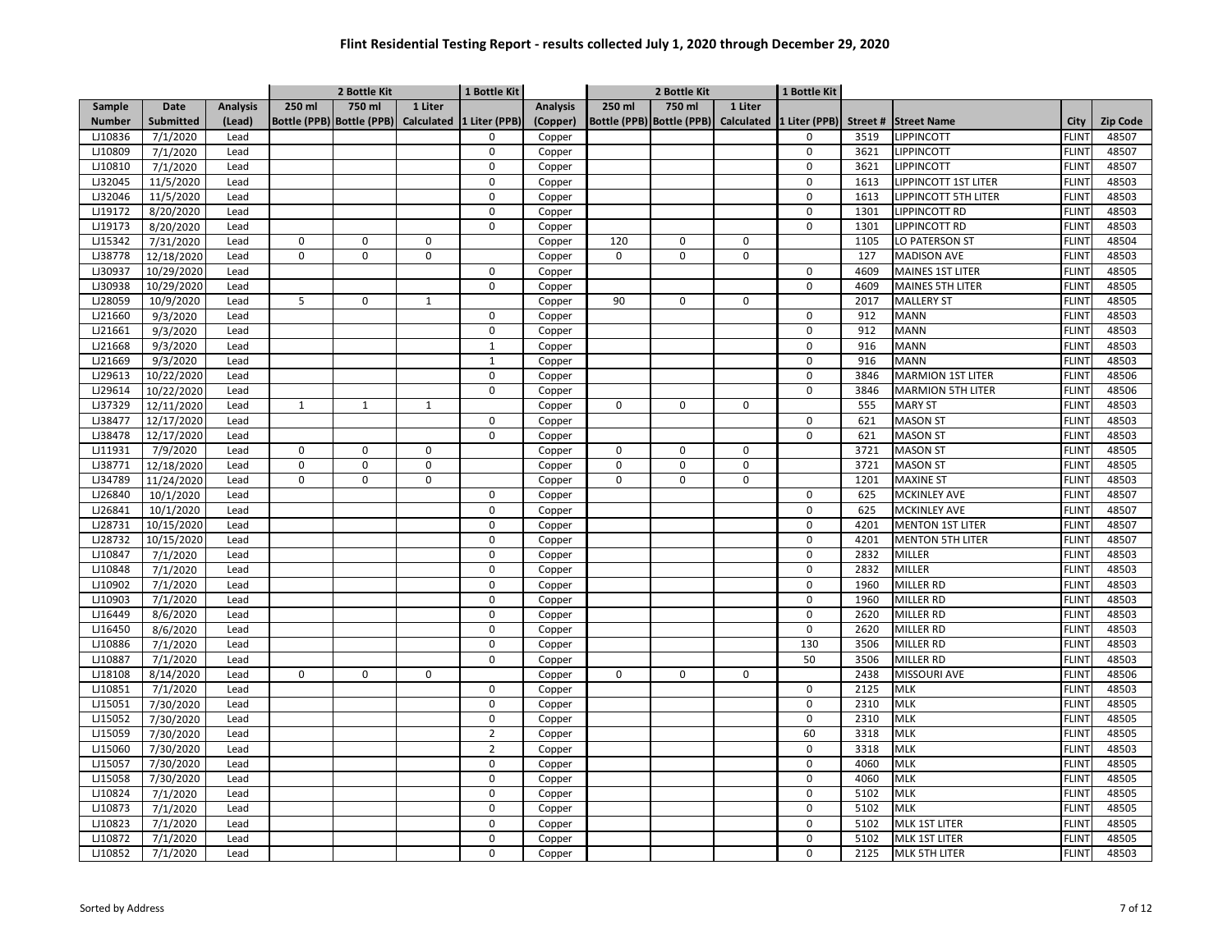# Flint Residential Testing Report - results collected July 1, 2020 through December 29, 2020

| | | | 2 Bottle Kit | | | 1 Bottle Kit | | 2 Bottle Kit | | | 1 Bottle Kit | | | | |
|---|---|---|---|---|---|---|---|---|---|---|---|---|---|---|---|
| Sample Number | Date Submitted | Analysis (Lead) | 250 ml Bottle (PPB) | 750 ml Bottle (PPB) | 1 Liter Calculated | 1 Liter (PPB) | Analysis (Copper) | 250 ml Bottle (PPB) | 750 ml Bottle (PPB) | 1 Liter Calculated | 1 Liter (PPB) | Street # | Street Name | City | Zip Code |
| LJ10836 | 7/1/2020 | Lead | | | | 0 | Copper | | | | 0 | 3519 | LIPPINCOTT | FLINT | 48507 |
| LJ10809 | 7/1/2020 | Lead | | | | 0 | Copper | | | | 0 | 3621 | LIPPINCOTT | FLINT | 48507 |
| LJ10810 | 7/1/2020 | Lead | | | | 0 | Copper | | | | 0 | 3621 | LIPPINCOTT | FLINT | 48507 |
| LJ32045 | 11/5/2020 | Lead | | | | 0 | Copper | | | | 0 | 1613 | LIPPINCOTT 1ST LITER | FLINT | 48503 |
| LJ32046 | 11/5/2020 | Lead | | | | 0 | Copper | | | | 0 | 1613 | LIPPINCOTT 5TH LITER | FLINT | 48503 |
| LJ19172 | 8/20/2020 | Lead | | | | 0 | Copper | | | | 0 | 1301 | LIPPINCOTT RD | FLINT | 48503 |
| LJ19173 | 8/20/2020 | Lead | | | | 0 | Copper | | | | 0 | 1301 | LIPPINCOTT RD | FLINT | 48503 |
| LJ15342 | 7/31/2020 | Lead | 0 | 0 | 0 | | Copper | 120 | 0 | 0 | | 1105 | LO PATERSON ST | FLINT | 48504 |
| LJ38778 | 12/18/2020 | Lead | 0 | 0 | 0 | | Copper | 0 | 0 | 0 | | 127 | MADISON AVE | FLINT | 48503 |
| LJ30937 | 10/29/2020 | Lead | | | | 0 | Copper | | | | 0 | 4609 | MAINES 1ST LITER | FLINT | 48505 |
| LJ30938 | 10/29/2020 | Lead | | | | 0 | Copper | | | | 0 | 4609 | MAINES 5TH LITER | FLINT | 48505 |
| LJ28059 | 10/9/2020 | Lead | 5 | 0 | 1 | | Copper | 90 | 0 | 0 | | 2017 | MALLERY ST | FLINT | 48505 |
| LJ21660 | 9/3/2020 | Lead | | | | 0 | Copper | | | | 0 | 912 | MANN | FLINT | 48503 |
| LJ21661 | 9/3/2020 | Lead | | | | 0 | Copper | | | | 0 | 912 | MANN | FLINT | 48503 |
| LJ21668 | 9/3/2020 | Lead | | | | 1 | Copper | | | | 0 | 916 | MANN | FLINT | 48503 |
| LJ21669 | 9/3/2020 | Lead | | | | 1 | Copper | | | | 0 | 916 | MANN | FLINT | 48503 |
| LJ29613 | 10/22/2020 | Lead | | | | 0 | Copper | | | | 0 | 3846 | MARMION 1ST LITER | FLINT | 48506 |
| LJ29614 | 10/22/2020 | Lead | | | | 0 | Copper | | | | 0 | 3846 | MARMION 5TH LITER | FLINT | 48506 |
| LJ37329 | 12/11/2020 | Lead | 1 | 1 | 1 | | Copper | 0 | 0 | 0 | | 555 | MARY ST | FLINT | 48503 |
| LJ38477 | 12/17/2020 | Lead | | | | 0 | Copper | | | | 0 | 621 | MASON ST | FLINT | 48503 |
| LJ38478 | 12/17/2020 | Lead | | | | 0 | Copper | | | | 0 | 621 | MASON ST | FLINT | 48503 |
| LJ11931 | 7/9/2020 | Lead | 0 | 0 | 0 | | Copper | 0 | 0 | 0 | | 3721 | MASON ST | FLINT | 48505 |
| LJ38771 | 12/18/2020 | Lead | 0 | 0 | 0 | | Copper | 0 | 0 | 0 | | 3721 | MASON ST | FLINT | 48505 |
| LJ34789 | 11/24/2020 | Lead | 0 | 0 | 0 | | Copper | 0 | 0 | 0 | | 1201 | MAXINE ST | FLINT | 48503 |
| LJ26840 | 10/1/2020 | Lead | | | | 0 | Copper | | | | 0 | 625 | MCKINLEY AVE | FLINT | 48507 |
| LJ26841 | 10/1/2020 | Lead | | | | 0 | Copper | | | | 0 | 625 | MCKINLEY AVE | FLINT | 48507 |
| LJ28731 | 10/15/2020 | Lead | | | | 0 | Copper | | | | 0 | 4201 | MENTON 1ST LITER | FLINT | 48507 |
| LJ28732 | 10/15/2020 | Lead | | | | 0 | Copper | | | | 0 | 4201 | MENTON 5TH LITER | FLINT | 48507 |
| LJ10847 | 7/1/2020 | Lead | | | | 0 | Copper | | | | 0 | 2832 | MILLER | FLINT | 48503 |
| LJ10848 | 7/1/2020 | Lead | | | | 0 | Copper | | | | 0 | 2832 | MILLER | FLINT | 48503 |
| LJ10902 | 7/1/2020 | Lead | | | | 0 | Copper | | | | 0 | 1960 | MILLER RD | FLINT | 48503 |
| LJ10903 | 7/1/2020 | Lead | | | | 0 | Copper | | | | 0 | 1960 | MILLER RD | FLINT | 48503 |
| LJ16449 | 8/6/2020 | Lead | | | | 0 | Copper | | | | 0 | 2620 | MILLER RD | FLINT | 48503 |
| LJ16450 | 8/6/2020 | Lead | | | | 0 | Copper | | | | 0 | 2620 | MILLER RD | FLINT | 48503 |
| LJ10886 | 7/1/2020 | Lead | | | | 0 | Copper | | | | 130 | 3506 | MILLER RD | FLINT | 48503 |
| LJ10887 | 7/1/2020 | Lead | | | | 0 | Copper | | | | 50 | 3506 | MILLER RD | FLINT | 48503 |
| LJ18108 | 8/14/2020 | Lead | 0 | 0 | 0 | | Copper | 0 | 0 | 0 | | 2438 | MISSOURI AVE | FLINT | 48506 |
| LJ10851 | 7/1/2020 | Lead | | | | 0 | Copper | | | | 0 | 2125 | MLK | FLINT | 48503 |
| LJ15051 | 7/30/2020 | Lead | | | | 0 | Copper | | | | 0 | 2310 | MLK | FLINT | 48505 |
| LJ15052 | 7/30/2020 | Lead | | | | 0 | Copper | | | | 0 | 2310 | MLK | FLINT | 48505 |
| LJ15059 | 7/30/2020 | Lead | | | | 2 | Copper | | | | 60 | 3318 | MLK | FLINT | 48505 |
| LJ15060 | 7/30/2020 | Lead | | | | 2 | Copper | | | | 0 | 3318 | MLK | FLINT | 48503 |
| LJ15057 | 7/30/2020 | Lead | | | | 0 | Copper | | | | 0 | 4060 | MLK | FLINT | 48505 |
| LJ15058 | 7/30/2020 | Lead | | | | 0 | Copper | | | | 0 | 4060 | MLK | FLINT | 48505 |
| LJ10824 | 7/1/2020 | Lead | | | | 0 | Copper | | | | 0 | 5102 | MLK | FLINT | 48505 |
| LJ10873 | 7/1/2020 | Lead | | | | 0 | Copper | | | | 0 | 5102 | MLK | FLINT | 48505 |
| LJ10823 | 7/1/2020 | Lead | | | | 0 | Copper | | | | 0 | 5102 | MLK 1ST LITER | FLINT | 48505 |
| LJ10872 | 7/1/2020 | Lead | | | | 0 | Copper | | | | 0 | 5102 | MLK 1ST LITER | FLINT | 48505 |
| LJ10852 | 7/1/2020 | Lead | | | | 0 | Copper | | | | 0 | 2125 | MLK 5TH LITER | FLINT | 48503 |

Sorted by Address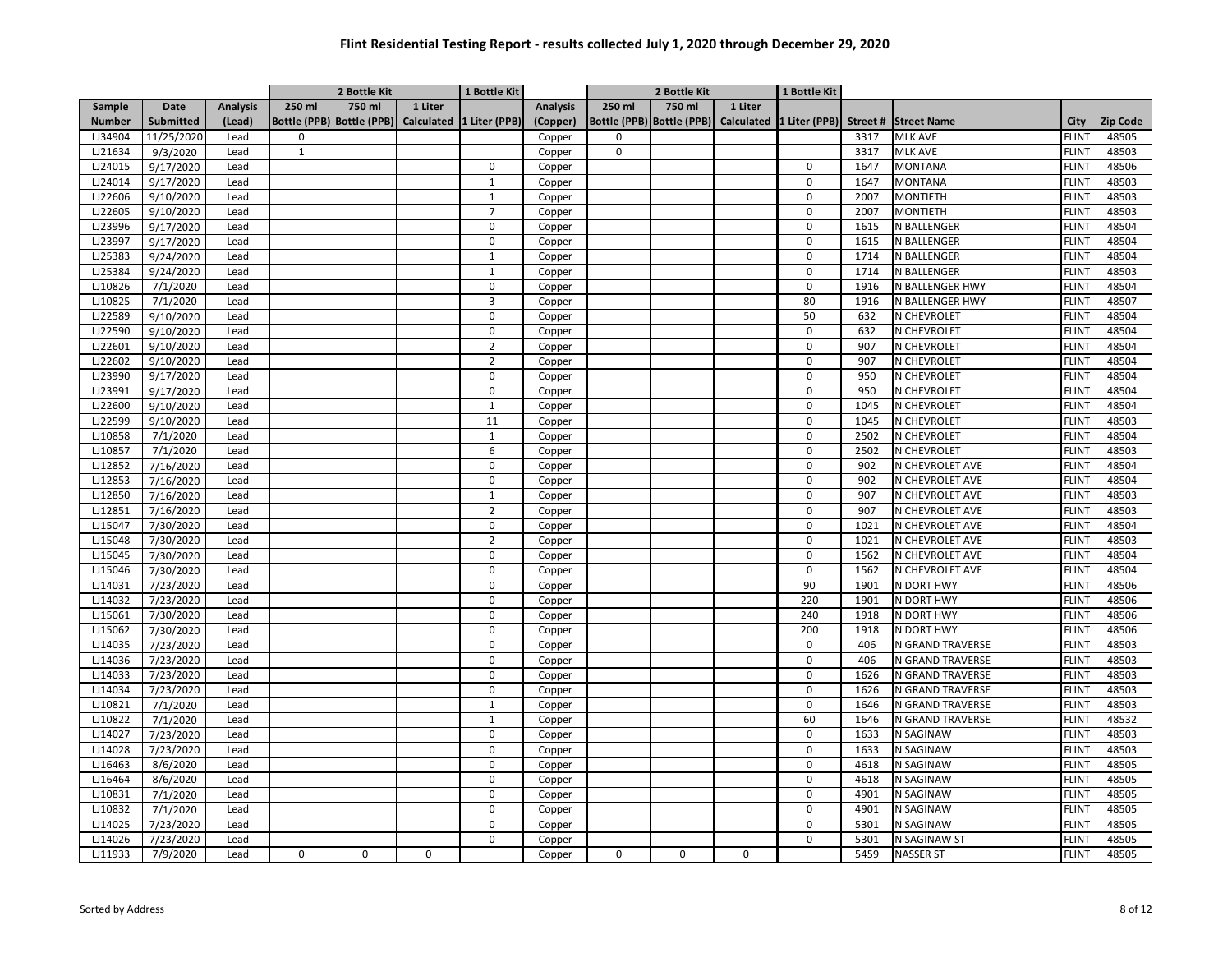# Flint Residential Testing Report - results collected July 1, 2020 through December 29, 2020

| | | | 2 Bottle Kit | | | 1 Bottle Kit | | 2 Bottle Kit | | | 1 Bottle Kit | | | | |
|---|---|---|---|---|---|---|---|---|---|---|---|---|---|---|---|
| Sample Number | Date Submitted | Analysis (Lead) | 250 ml Bottle (PPB) | 750 ml Bottle (PPB) | 1 Liter Calculated | 1 Liter (PPB) | Analysis (Copper) | 250 ml Bottle (PPB) | 750 ml Bottle (PPB) | 1 Liter Calculated | 1 Liter (PPB) | Street # | Street Name | City | Zip Code |
| LJ34904 | 11/25/2020 | Lead | 0 | | | | Copper | 0 | | | | 3317 | MLK AVE | FLINT | 48505 |
| LJ21634 | 9/3/2020 | Lead | 1 | | | | Copper | 0 | | | | 3317 | MLK AVE | FLINT | 48503 |
| LJ24015 | 9/17/2020 | Lead | | | | 0 | Copper | | | | 0 | 1647 | MONTANA | FLINT | 48506 |
| LJ24014 | 9/17/2020 | Lead | | | | 1 | Copper | | | | 0 | 1647 | MONTANA | FLINT | 48503 |
| LJ22606 | 9/10/2020 | Lead | | | | 1 | Copper | | | | 0 | 2007 | MONTIETH | FLINT | 48503 |
| LJ22605 | 9/10/2020 | Lead | | | | 7 | Copper | | | | 0 | 2007 | MONTIETH | FLINT | 48503 |
| LJ23996 | 9/17/2020 | Lead | | | | 0 | Copper | | | | 0 | 1615 | N BALLENGER | FLINT | 48504 |
| LJ23997 | 9/17/2020 | Lead | | | | 0 | Copper | | | | 0 | 1615 | N BALLENGER | FLINT | 48504 |
| LJ25383 | 9/24/2020 | Lead | | | | 1 | Copper | | | | 0 | 1714 | N BALLENGER | FLINT | 48504 |
| LJ25384 | 9/24/2020 | Lead | | | | 1 | Copper | | | | 0 | 1714 | N BALLENGER | FLINT | 48503 |
| LJ10826 | 7/1/2020 | Lead | | | | 0 | Copper | | | | 0 | 1916 | N BALLENGER HWY | FLINT | 48504 |
| LJ10825 | 7/1/2020 | Lead | | | | 3 | Copper | | | | 80 | 1916 | N BALLENGER HWY | FLINT | 48507 |
| LJ22589 | 9/10/2020 | Lead | | | | 0 | Copper | | | | 50 | 632 | N CHEVROLET | FLINT | 48504 |
| LJ22590 | 9/10/2020 | Lead | | | | 0 | Copper | | | | 0 | 632 | N CHEVROLET | FLINT | 48504 |
| LJ22601 | 9/10/2020 | Lead | | | | 2 | Copper | | | | 0 | 907 | N CHEVROLET | FLINT | 48504 |
| LJ22602 | 9/10/2020 | Lead | | | | 2 | Copper | | | | 0 | 907 | N CHEVROLET | FLINT | 48504 |
| LJ23990 | 9/17/2020 | Lead | | | | 0 | Copper | | | | 0 | 950 | N CHEVROLET | FLINT | 48504 |
| LJ23991 | 9/17/2020 | Lead | | | | 0 | Copper | | | | 0 | 950 | N CHEVROLET | FLINT | 48504 |
| LJ22600 | 9/10/2020 | Lead | | | | 1 | Copper | | | | 0 | 1045 | N CHEVROLET | FLINT | 48504 |
| LJ22599 | 9/10/2020 | Lead | | | | 11 | Copper | | | | 0 | 1045 | N CHEVROLET | FLINT | 48503 |
| LJ10858 | 7/1/2020 | Lead | | | | 1 | Copper | | | | 0 | 2502 | N CHEVROLET | FLINT | 48504 |
| LJ10857 | 7/1/2020 | Lead | | | | 6 | Copper | | | | 0 | 2502 | N CHEVROLET | FLINT | 48503 |
| LJ12852 | 7/16/2020 | Lead | | | | 0 | Copper | | | | 0 | 902 | N CHEVROLET AVE | FLINT | 48504 |
| LJ12853 | 7/16/2020 | Lead | | | | 0 | Copper | | | | 0 | 902 | N CHEVROLET AVE | FLINT | 48504 |
| LJ12850 | 7/16/2020 | Lead | | | | 1 | Copper | | | | 0 | 907 | N CHEVROLET AVE | FLINT | 48503 |
| LJ12851 | 7/16/2020 | Lead | | | | 2 | Copper | | | | 0 | 907 | N CHEVROLET AVE | FLINT | 48503 |
| LJ15047 | 7/30/2020 | Lead | | | | 0 | Copper | | | | 0 | 1021 | N CHEVROLET AVE | FLINT | 48504 |
| LJ15048 | 7/30/2020 | Lead | | | | 2 | Copper | | | | 0 | 1021 | N CHEVROLET AVE | FLINT | 48503 |
| LJ15045 | 7/30/2020 | Lead | | | | 0 | Copper | | | | 0 | 1562 | N CHEVROLET AVE | FLINT | 48504 |
| LJ15046 | 7/30/2020 | Lead | | | | 0 | Copper | | | | 0 | 1562 | N CHEVROLET AVE | FLINT | 48504 |
| LJ14031 | 7/23/2020 | Lead | | | | 0 | Copper | | | | 90 | 1901 | N DORT HWY | FLINT | 48506 |
| LJ14032 | 7/23/2020 | Lead | | | | 0 | Copper | | | | 220 | 1901 | N DORT HWY | FLINT | 48506 |
| LJ15061 | 7/30/2020 | Lead | | | | 0 | Copper | | | | 240 | 1918 | N DORT HWY | FLINT | 48506 |
| LJ15062 | 7/30/2020 | Lead | | | | 0 | Copper | | | | 200 | 1918 | N DORT HWY | FLINT | 48506 |
| LJ14035 | 7/23/2020 | Lead | | | | 0 | Copper | | | | 0 | 406 | N GRAND TRAVERSE | FLINT | 48503 |
| LJ14036 | 7/23/2020 | Lead | | | | 0 | Copper | | | | 0 | 406 | N GRAND TRAVERSE | FLINT | 48503 |
| LJ14033 | 7/23/2020 | Lead | | | | 0 | Copper | | | | 0 | 1626 | N GRAND TRAVERSE | FLINT | 48503 |
| LJ14034 | 7/23/2020 | Lead | | | | 0 | Copper | | | | 0 | 1626 | N GRAND TRAVERSE | FLINT | 48503 |
| LJ10821 | 7/1/2020 | Lead | | | | 1 | Copper | | | | 0 | 1646 | N GRAND TRAVERSE | FLINT | 48503 |
| LJ10822 | 7/1/2020 | Lead | | | | 1 | Copper | | | | 60 | 1646 | N GRAND TRAVERSE | FLINT | 48532 |
| LJ14027 | 7/23/2020 | Lead | | | | 0 | Copper | | | | 0 | 1633 | N SAGINAW | FLINT | 48503 |
| LJ14028 | 7/23/2020 | Lead | | | | 0 | Copper | | | | 0 | 1633 | N SAGINAW | FLINT | 48503 |
| LJ16463 | 8/6/2020 | Lead | | | | 0 | Copper | | | | 0 | 4618 | N SAGINAW | FLINT | 48505 |
| LJ16464 | 8/6/2020 | Lead | | | | 0 | Copper | | | | 0 | 4618 | N SAGINAW | FLINT | 48505 |
| LJ10831 | 7/1/2020 | Lead | | | | 0 | Copper | | | | 0 | 4901 | N SAGINAW | FLINT | 48505 |
| LJ10832 | 7/1/2020 | Lead | | | | 0 | Copper | | | | 0 | 4901 | N SAGINAW | FLINT | 48505 |
| LJ14025 | 7/23/2020 | Lead | | | | 0 | Copper | | | | 0 | 5301 | N SAGINAW | FLINT | 48505 |
| LJ14026 | 7/23/2020 | Lead | | | | 0 | Copper | | | | 0 | 5301 | N SAGINAW ST | FLINT | 48505 |
| LJ11933 | 7/9/2020 | Lead | 0 | 0 | 0 | | Copper | 0 | 0 | 0 | | 5459 | NASSER ST | FLINT | 48505 |

Sorted by Address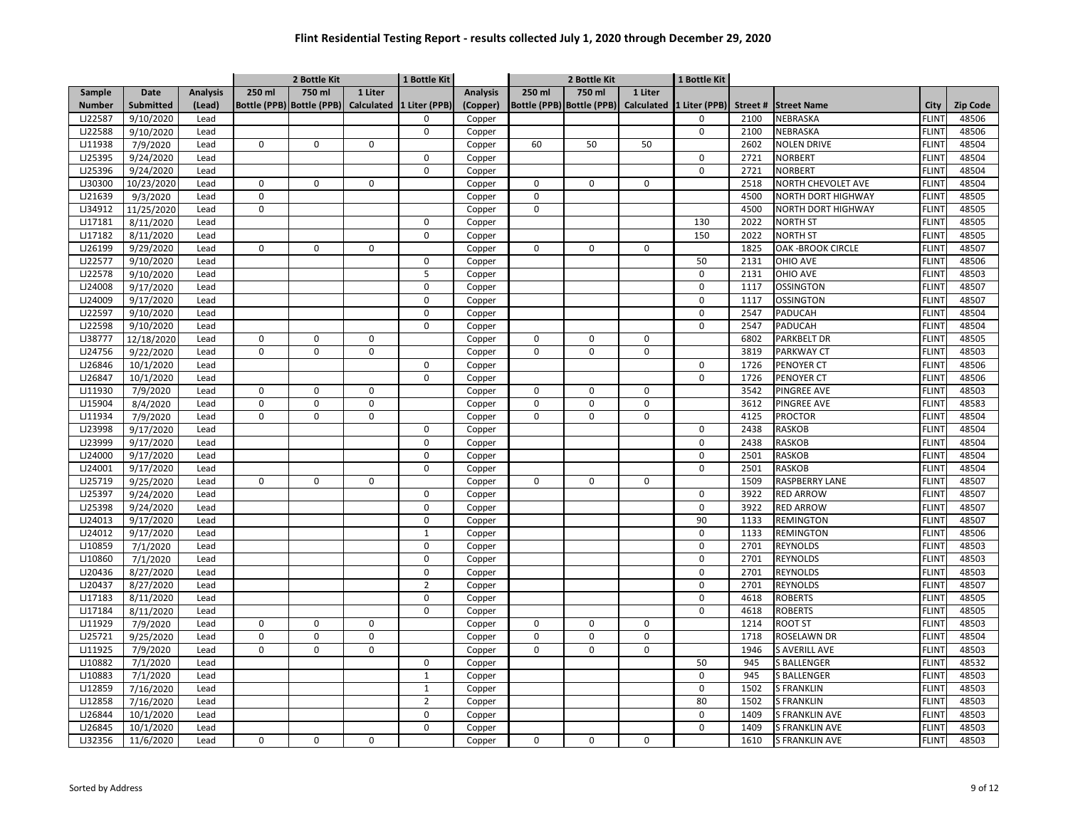# Flint Residential Testing Report - results collected July 1, 2020 through December 29, 2020

| | | | 2 Bottle Kit | | | 1 Bottle Kit | | 2 Bottle Kit | | | 1 Bottle Kit | | | | |
|---|---|---|---|---|---|---|---|---|---|---|---|---|---|---|---|
| Sample Number | Date Submitted | Analysis (Lead) | 250 ml Bottle (PPB) | 750 ml Bottle (PPB) | 1 Liter Calculated | 1 Liter (PPB) | Analysis (Copper) | 250 ml Bottle (PPB) | 750 ml Bottle (PPB) | 1 Liter Calculated | 1 Liter (PPB) | Street # | Street Name | City | Zip Code |
| LJ22587 | 9/10/2020 | Lead | | | | 0 | Copper | | | | 0 | 2100 | NEBRASKA | FLINT | 48506 |
| LJ22588 | 9/10/2020 | Lead | | | | 0 | Copper | | | | 0 | 2100 | NEBRASKA | FLINT | 48506 |
| LJ11938 | 7/9/2020 | Lead | 0 | 0 | 0 | | Copper | 60 | 50 | 50 | | 2602 | NOLEN DRIVE | FLINT | 48504 |
| LJ25395 | 9/24/2020 | Lead | | | | 0 | Copper | | | | 0 | 2721 | NORBERT | FLINT | 48504 |
| LJ25396 | 9/24/2020 | Lead | | | | 0 | Copper | | | | 0 | 2721 | NORBERT | FLINT | 48504 |
| LJ30300 | 10/23/2020 | Lead | 0 | 0 | 0 | | Copper | 0 | 0 | 0 | | 2518 | NORTH CHEVOLET AVE | FLINT | 48504 |
| LJ21639 | 9/3/2020 | Lead | 0 | | | | Copper | 0 | | | | 4500 | NORTH DORT HIGHWAY | FLINT | 48505 |
| LJ34912 | 11/25/2020 | Lead | 0 | | | | Copper | 0 | | | | 4500 | NORTH DORT HIGHWAY | FLINT | 48505 |
| LJ17181 | 8/11/2020 | Lead | | | | 0 | Copper | | | | 130 | 2022 | NORTH ST | FLINT | 48505 |
| LJ17182 | 8/11/2020 | Lead | | | | 0 | Copper | | | | 150 | 2022 | NORTH ST | FLINT | 48505 |
| LJ26199 | 9/29/2020 | Lead | 0 | 0 | 0 | | Copper | 0 | 0 | 0 | | 1825 | OAK -BROOK CIRCLE | FLINT | 48507 |
| LJ22577 | 9/10/2020 | Lead | | | | 0 | Copper | | | | 50 | 2131 | OHIO AVE | FLINT | 48506 |
| LJ22578 | 9/10/2020 | Lead | | | | 5 | Copper | | | | 0 | 2131 | OHIO AVE | FLINT | 48503 |
| LJ24008 | 9/17/2020 | Lead | | | | 0 | Copper | | | | 0 | 1117 | OSSINGTON | FLINT | 48507 |
| LJ24009 | 9/17/2020 | Lead | | | | 0 | Copper | | | | 0 | 1117 | OSSINGTON | FLINT | 48507 |
| LJ22597 | 9/10/2020 | Lead | | | | 0 | Copper | | | | 0 | 2547 | PADUCAH | FLINT | 48504 |
| LJ22598 | 9/10/2020 | Lead | | | | 0 | Copper | | | | 0 | 2547 | PADUCAH | FLINT | 48504 |
| LJ38777 | 12/18/2020 | Lead | 0 | 0 | 0 | | Copper | 0 | 0 | 0 | | 6802 | PARKBELT DR | FLINT | 48505 |
| LJ24756 | 9/22/2020 | Lead | 0 | 0 | 0 | | Copper | 0 | 0 | 0 | | 3819 | PARKWAY CT | FLINT | 48503 |
| LJ26846 | 10/1/2020 | Lead | | | | 0 | Copper | | | | 0 | 1726 | PENOYER CT | FLINT | 48506 |
| LJ26847 | 10/1/2020 | Lead | | | | 0 | Copper | | | | 0 | 1726 | PENOYER CT | FLINT | 48506 |
| LJ11930 | 7/9/2020 | Lead | 0 | 0 | 0 | | Copper | 0 | 0 | 0 | | 3542 | PINGREE AVE | FLINT | 48503 |
| LJ15904 | 8/4/2020 | Lead | 0 | 0 | 0 | | Copper | 0 | 0 | 0 | | 3612 | PINGREE AVE | FLINT | 48583 |
| LJ11934 | 7/9/2020 | Lead | 0 | 0 | 0 | | Copper | 0 | 0 | 0 | | 4125 | PROCTOR | FLINT | 48504 |
| LJ23998 | 9/17/2020 | Lead | | | | 0 | Copper | | | | 0 | 2438 | RASKOB | FLINT | 48504 |
| LJ23999 | 9/17/2020 | Lead | | | | 0 | Copper | | | | 0 | 2438 | RASKOB | FLINT | 48504 |
| LJ24000 | 9/17/2020 | Lead | | | | 0 | Copper | | | | 0 | 2501 | RASKOB | FLINT | 48504 |
| LJ24001 | 9/17/2020 | Lead | | | | 0 | Copper | | | | 0 | 2501 | RASKOB | FLINT | 48504 |
| LJ25719 | 9/25/2020 | Lead | 0 | 0 | 0 | | Copper | 0 | 0 | 0 | | 1509 | RASPBERRY LANE | FLINT | 48507 |
| LJ25397 | 9/24/2020 | Lead | | | | 0 | Copper | | | | 0 | 3922 | RED ARROW | FLINT | 48507 |
| LJ25398 | 9/24/2020 | Lead | | | | 0 | Copper | | | | 0 | 3922 | RED ARROW | FLINT | 48507 |
| LJ24013 | 9/17/2020 | Lead | | | | 0 | Copper | | | | 90 | 1133 | REMINGTON | FLINT | 48507 |
| LJ24012 | 9/17/2020 | Lead | | | | 1 | Copper | | | | 0 | 1133 | REMINGTON | FLINT | 48506 |
| LJ10859 | 7/1/2020 | Lead | | | | 0 | Copper | | | | 0 | 2701 | REYNOLDS | FLINT | 48503 |
| LJ10860 | 7/1/2020 | Lead | | | | 0 | Copper | | | | 0 | 2701 | REYNOLDS | FLINT | 48503 |
| LJ20436 | 8/27/2020 | Lead | | | | 0 | Copper | | | | 0 | 2701 | REYNOLDS | FLINT | 48503 |
| LJ20437 | 8/27/2020 | Lead | | | | 2 | Copper | | | | 0 | 2701 | REYNOLDS | FLINT | 48507 |
| LJ17183 | 8/11/2020 | Lead | | | | 0 | Copper | | | | 0 | 4618 | ROBERTS | FLINT | 48505 |
| LJ17184 | 8/11/2020 | Lead | | | | 0 | Copper | | | | 0 | 4618 | ROBERTS | FLINT | 48505 |
| LJ11929 | 7/9/2020 | Lead | 0 | 0 | 0 | | Copper | 0 | 0 | 0 | | 1214 | ROOT ST | FLINT | 48503 |
| LJ25721 | 9/25/2020 | Lead | 0 | 0 | 0 | | Copper | 0 | 0 | 0 | | 1718 | ROSELAWN DR | FLINT | 48504 |
| LJ11925 | 7/9/2020 | Lead | 0 | 0 | 0 | | Copper | 0 | 0 | 0 | | 1946 | S AVERILL AVE | FLINT | 48503 |
| LJ10882 | 7/1/2020 | Lead | | | | 0 | Copper | | | | 50 | 945 | S BALLENGER | FLINT | 48532 |
| LJ10883 | 7/1/2020 | Lead | | | | 1 | Copper | | | | 0 | 945 | S BALLENGER | FLINT | 48503 |
| LJ12859 | 7/16/2020 | Lead | | | | 1 | Copper | | | | 0 | 1502 | S FRANKLIN | FLINT | 48503 |
| LJ12858 | 7/16/2020 | Lead | | | | 2 | Copper | | | | 80 | 1502 | S FRANKLIN | FLINT | 48503 |
| LJ26844 | 10/1/2020 | Lead | | | | 0 | Copper | | | | 0 | 1409 | S FRANKLIN AVE | FLINT | 48503 |
| LJ26845 | 10/1/2020 | Lead | | | | 0 | Copper | | | | 0 | 1409 | S FRANKLIN AVE | FLINT | 48503 |
| LJ32356 | 11/6/2020 | Lead | 0 | 0 | 0 | | Copper | 0 | 0 | 0 | | 1610 | S FRANKLIN AVE | FLINT | 48503 |

Sorted by Address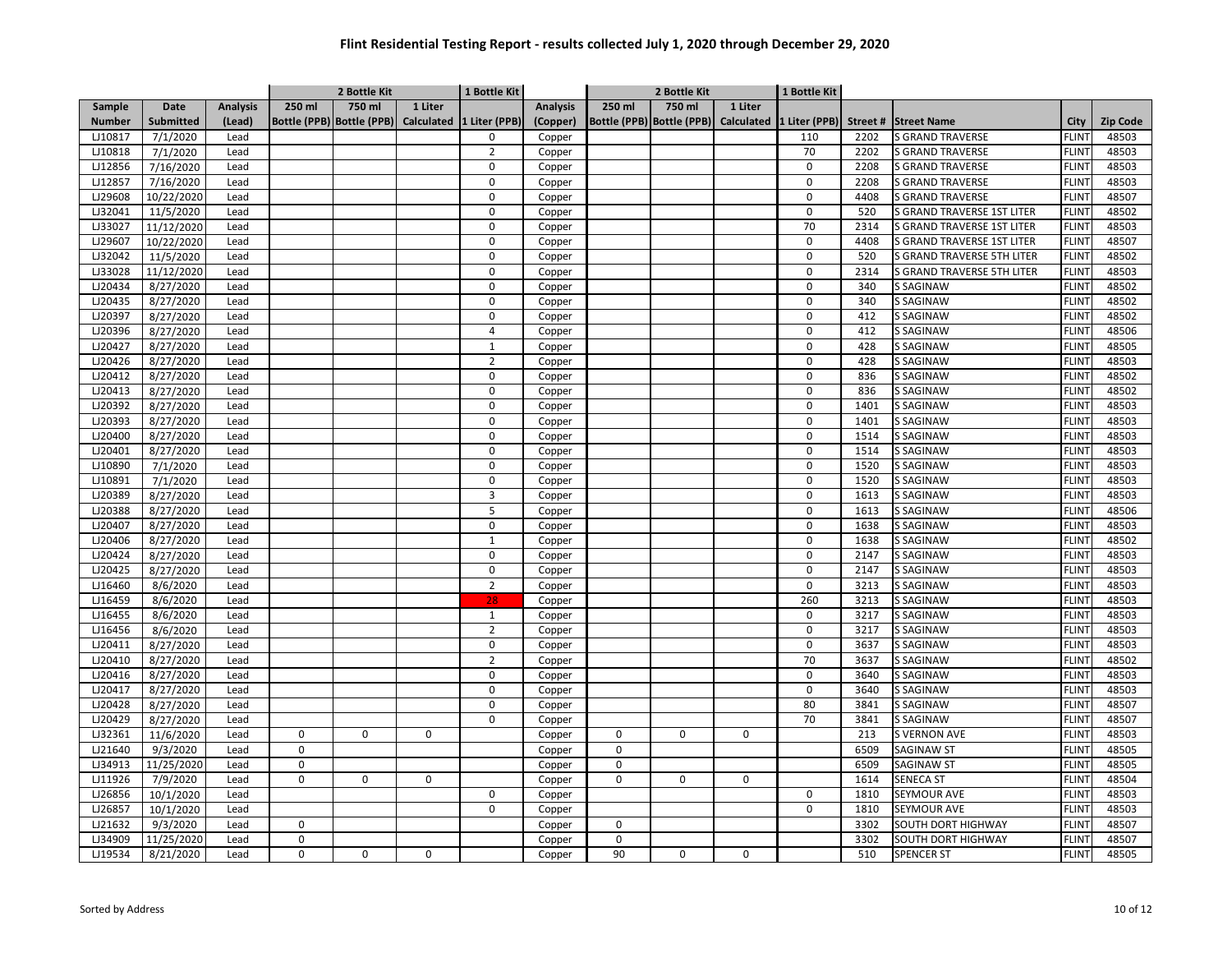# Flint Residential Testing Report - results collected July 1, 2020 through December 29, 2020

| Sample Number | Date Submitted | Analysis (Lead) | 2 Bottle Kit 250 ml Bottle (PPB) | 2 Bottle Kit 750 ml Bottle (PPB) | 2 Bottle Kit 1 Liter Calculated | 1 Bottle Kit 1 Liter (PPB) | Analysis (Copper) | 2 Bottle Kit 250 ml Bottle (PPB) | 2 Bottle Kit 750 ml Bottle (PPB) | 2 Bottle Kit 1 Liter Calculated | 1 Bottle Kit 1 Liter (PPB) | Street # | Street Name | City | Zip Code |
|---|---|---|---|---|---|---|---|---|---|---|---|---|---|---|---|
| LJ10817 | 7/1/2020 | Lead | | | | 0 | Copper | | | | 110 | 2202 | S GRAND TRAVERSE | FLINT | 48503 |
| LJ10818 | 7/1/2020 | Lead | | | | 2 | Copper | | | | 70 | 2202 | S GRAND TRAVERSE | FLINT | 48503 |
| LJ12856 | 7/16/2020 | Lead | | | | 0 | Copper | | | | 0 | 2208 | S GRAND TRAVERSE | FLINT | 48503 |
| LJ12857 | 7/16/2020 | Lead | | | | 0 | Copper | | | | 0 | 2208 | S GRAND TRAVERSE | FLINT | 48503 |
| LJ29608 | 10/22/2020 | Lead | | | | 0 | Copper | | | | 0 | 4408 | S GRAND TRAVERSE | FLINT | 48507 |
| LJ32041 | 11/5/2020 | Lead | | | | 0 | Copper | | | | 0 | 520 | S GRAND TRAVERSE 1ST LITER | FLINT | 48502 |
| LJ33027 | 11/12/2020 | Lead | | | | 0 | Copper | | | | 70 | 2314 | S GRAND TRAVERSE 1ST LITER | FLINT | 48503 |
| LJ29607 | 10/22/2020 | Lead | | | | 0 | Copper | | | | 0 | 4408 | S GRAND TRAVERSE 1ST LITER | FLINT | 48507 |
| LJ32042 | 11/5/2020 | Lead | | | | 0 | Copper | | | | 0 | 520 | S GRAND TRAVERSE 5TH LITER | FLINT | 48502 |
| LJ33028 | 11/12/2020 | Lead | | | | 0 | Copper | | | | 0 | 2314 | S GRAND TRAVERSE 5TH LITER | FLINT | 48503 |
| LJ20434 | 8/27/2020 | Lead | | | | 0 | Copper | | | | 0 | 340 | S SAGINAW | FLINT | 48502 |
| LJ20435 | 8/27/2020 | Lead | | | | 0 | Copper | | | | 0 | 340 | S SAGINAW | FLINT | 48502 |
| LJ20397 | 8/27/2020 | Lead | | | | 0 | Copper | | | | 0 | 412 | S SAGINAW | FLINT | 48502 |
| LJ20396 | 8/27/2020 | Lead | | | | 4 | Copper | | | | 0 | 412 | S SAGINAW | FLINT | 48506 |
| LJ20427 | 8/27/2020 | Lead | | | | 1 | Copper | | | | 0 | 428 | S SAGINAW | FLINT | 48505 |
| LJ20426 | 8/27/2020 | Lead | | | | 2 | Copper | | | | 0 | 428 | S SAGINAW | FLINT | 48503 |
| LJ20412 | 8/27/2020 | Lead | | | | 0 | Copper | | | | 0 | 836 | S SAGINAW | FLINT | 48502 |
| LJ20413 | 8/27/2020 | Lead | | | | 0 | Copper | | | | 0 | 836 | S SAGINAW | FLINT | 48502 |
| LJ20392 | 8/27/2020 | Lead | | | | 0 | Copper | | | | 0 | 1401 | S SAGINAW | FLINT | 48503 |
| LJ20393 | 8/27/2020 | Lead | | | | 0 | Copper | | | | 0 | 1401 | S SAGINAW | FLINT | 48503 |
| LJ20400 | 8/27/2020 | Lead | | | | 0 | Copper | | | | 0 | 1514 | S SAGINAW | FLINT | 48503 |
| LJ20401 | 8/27/2020 | Lead | | | | 0 | Copper | | | | 0 | 1514 | S SAGINAW | FLINT | 48503 |
| LJ10890 | 7/1/2020 | Lead | | | | 0 | Copper | | | | 0 | 1520 | S SAGINAW | FLINT | 48503 |
| LJ10891 | 7/1/2020 | Lead | | | | 0 | Copper | | | | 0 | 1520 | S SAGINAW | FLINT | 48503 |
| LJ20389 | 8/27/2020 | Lead | | | | 3 | Copper | | | | 0 | 1613 | S SAGINAW | FLINT | 48503 |
| LJ20388 | 8/27/2020 | Lead | | | | 5 | Copper | | | | 0 | 1613 | S SAGINAW | FLINT | 48506 |
| LJ20407 | 8/27/2020 | Lead | | | | 0 | Copper | | | | 0 | 1638 | S SAGINAW | FLINT | 48503 |
| LJ20406 | 8/27/2020 | Lead | | | | 1 | Copper | | | | 0 | 1638 | S SAGINAW | FLINT | 48502 |
| LJ20424 | 8/27/2020 | Lead | | | | 0 | Copper | | | | 0 | 2147 | S SAGINAW | FLINT | 48503 |
| LJ20425 | 8/27/2020 | Lead | | | | 0 | Copper | | | | 0 | 2147 | S SAGINAW | FLINT | 48503 |
| LJ16460 | 8/6/2020 | Lead | | | | 2 | Copper | | | | 0 | 3213 | S SAGINAW | FLINT | 48503 |
| LJ16459 | 8/6/2020 | Lead | | | | 28 | Copper | | | | 260 | 3213 | S SAGINAW | FLINT | 48503 |
| LJ16455 | 8/6/2020 | Lead | | | | 1 | Copper | | | | 0 | 3217 | S SAGINAW | FLINT | 48503 |
| LJ16456 | 8/6/2020 | Lead | | | | 2 | Copper | | | | 0 | 3217 | S SAGINAW | FLINT | 48503 |
| LJ20411 | 8/27/2020 | Lead | | | | 0 | Copper | | | | 0 | 3637 | S SAGINAW | FLINT | 48503 |
| LJ20410 | 8/27/2020 | Lead | | | | 2 | Copper | | | | 70 | 3637 | S SAGINAW | FLINT | 48502 |
| LJ20416 | 8/27/2020 | Lead | | | | 0 | Copper | | | | 0 | 3640 | S SAGINAW | FLINT | 48503 |
| LJ20417 | 8/27/2020 | Lead | | | | 0 | Copper | | | | 0 | 3640 | S SAGINAW | FLINT | 48503 |
| LJ20428 | 8/27/2020 | Lead | | | | 0 | Copper | | | | 80 | 3841 | S SAGINAW | FLINT | 48507 |
| LJ20429 | 8/27/2020 | Lead | | | | 0 | Copper | | | | 70 | 3841 | S SAGINAW | FLINT | 48507 |
| LJ32361 | 11/6/2020 | Lead | 0 | 0 | 0 | | Copper | 0 | 0 | 0 | | 213 | S VERNON AVE | FLINT | 48503 |
| LJ21640 | 9/3/2020 | Lead | 0 | | | | Copper | 0 | | | | 6509 | SAGINAW ST | FLINT | 48505 |
| LJ34913 | 11/25/2020 | Lead | 0 | | | | Copper | 0 | | | | 6509 | SAGINAW ST | FLINT | 48505 |
| LJ11926 | 7/9/2020 | Lead | 0 | 0 | 0 | | Copper | 0 | 0 | 0 | | 1614 | SENECA ST | FLINT | 48504 |
| LJ26856 | 10/1/2020 | Lead | | | | 0 | Copper | | | | 0 | 1810 | SEYMOUR AVE | FLINT | 48503 |
| LJ26857 | 10/1/2020 | Lead | | | | 0 | Copper | | | | 0 | 1810 | SEYMOUR AVE | FLINT | 48503 |
| LJ21632 | 9/3/2020 | Lead | 0 | | | | Copper | 0 | | | | 3302 | SOUTH DORT HIGHWAY | FLINT | 48507 |
| LJ34909 | 11/25/2020 | Lead | 0 | | | | Copper | 0 | | | | 3302 | SOUTH DORT HIGHWAY | FLINT | 48507 |
| LJ19534 | 8/21/2020 | Lead | 0 | 0 | 0 | | Copper | 90 | 0 | 0 | | 510 | SPENCER ST | FLINT | 48505 |

Sorted by Address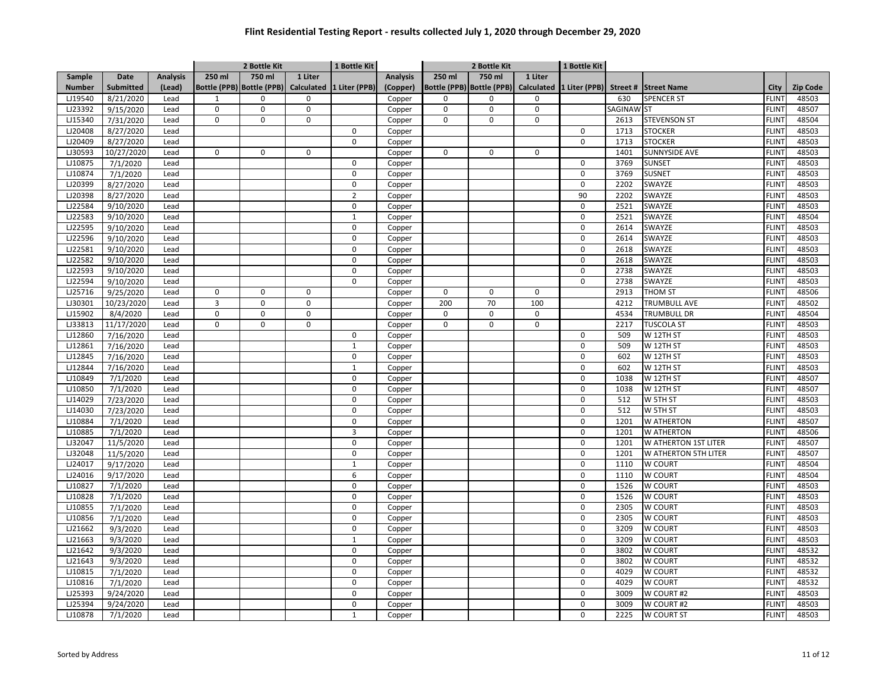# Flint Residential Testing Report - results collected July 1, 2020 through December 29, 2020

| | | | 2 Bottle Kit | | | 1 Bottle Kit | | 2 Bottle Kit | | | 1 Bottle Kit | | | | |
|---|---|---|---|---|---|---|---|---|---|---|---|---|---|---|---|
| Sample Number | Date Submitted | Analysis (Lead) | 250 ml Bottle (PPB) | 750 ml Bottle (PPB) | 1 Liter Calculated | 1 Liter (PPB) | Analysis (Copper) | 250 ml Bottle (PPB) | 750 ml Bottle (PPB) | 1 Liter Calculated | 1 Liter (PPB) | Street # | Street Name | City | Zip Code |
| LJ19540 | 8/21/2020 | Lead | 1 | 0 | 0 | | Copper | 0 | 0 | 0 | | 630 | SPENCER ST | FLINT | 48503 |
| LJ23392 | 9/15/2020 | Lead | 0 | 0 | 0 | | Copper | 0 | 0 | 0 | | SAGINAW | ST | FLINT | 48507 |
| LJ15340 | 7/31/2020 | Lead | 0 | 0 | 0 | | Copper | 0 | 0 | 0 | | 2613 | STEVENSON ST | FLINT | 48504 |
| LJ20408 | 8/27/2020 | Lead | | | | 0 | Copper | | | | 0 | 1713 | STOCKER | FLINT | 48503 |
| LJ20409 | 8/27/2020 | Lead | | | | 0 | Copper | | | | 0 | 1713 | STOCKER | FLINT | 48503 |
| LJ30593 | 10/27/2020 | Lead | 0 | 0 | 0 | | Copper | 0 | 0 | 0 | | 1401 | SUNNYSIDE AVE | FLINT | 48503 |
| LJ10875 | 7/1/2020 | Lead | | | | 0 | Copper | | | | 0 | 3769 | SUNSET | FLINT | 48503 |
| LJ10874 | 7/1/2020 | Lead | | | | 0 | Copper | | | | 0 | 3769 | SUSNET | FLINT | 48503 |
| LJ20399 | 8/27/2020 | Lead | | | | 0 | Copper | | | | 0 | 2202 | SWAYZE | FLINT | 48503 |
| LJ20398 | 8/27/2020 | Lead | | | | 2 | Copper | | | | 90 | 2202 | SWAYZE | FLINT | 48503 |
| LJ22584 | 9/10/2020 | Lead | | | | 0 | Copper | | | | 0 | 2521 | SWAYZE | FLINT | 48503 |
| LJ22583 | 9/10/2020 | Lead | | | | 1 | Copper | | | | 0 | 2521 | SWAYZE | FLINT | 48504 |
| LJ22595 | 9/10/2020 | Lead | | | | 0 | Copper | | | | 0 | 2614 | SWAYZE | FLINT | 48503 |
| LJ22596 | 9/10/2020 | Lead | | | | 0 | Copper | | | | 0 | 2614 | SWAYZE | FLINT | 48503 |
| LJ22581 | 9/10/2020 | Lead | | | | 0 | Copper | | | | 0 | 2618 | SWAYZE | FLINT | 48503 |
| LJ22582 | 9/10/2020 | Lead | | | | 0 | Copper | | | | 0 | 2618 | SWAYZE | FLINT | 48503 |
| LJ22593 | 9/10/2020 | Lead | | | | 0 | Copper | | | | 0 | 2738 | SWAYZE | FLINT | 48503 |
| LJ22594 | 9/10/2020 | Lead | | | | 0 | Copper | | | | 0 | 2738 | SWAYZE | FLINT | 48503 |
| LJ25716 | 9/25/2020 | Lead | 0 | 0 | 0 | | Copper | 0 | 0 | 0 | | 2913 | THOM ST | FLINT | 48506 |
| LJ30301 | 10/23/2020 | Lead | 3 | 0 | 0 | | Copper | 200 | 70 | 100 | | 4212 | TRUMBULL AVE | FLINT | 48502 |
| LJ15902 | 8/4/2020 | Lead | 0 | 0 | 0 | | Copper | 0 | 0 | 0 | | 4534 | TRUMBULL DR | FLINT | 48504 |
| LJ33813 | 11/17/2020 | Lead | 0 | 0 | 0 | | Copper | 0 | 0 | 0 | | 2217 | TUSCOLA ST | FLINT | 48503 |
| LJ12860 | 7/16/2020 | Lead | | | | 0 | Copper | | | | 0 | 509 | W 12TH ST | FLINT | 48503 |
| LJ12861 | 7/16/2020 | Lead | | | | 1 | Copper | | | | 0 | 509 | W 12TH ST | FLINT | 48503 |
| LJ12845 | 7/16/2020 | Lead | | | | 0 | Copper | | | | 0 | 602 | W 12TH ST | FLINT | 48503 |
| LJ12844 | 7/16/2020 | Lead | | | | 1 | Copper | | | | 0 | 602 | W 12TH ST | FLINT | 48503 |
| LJ10849 | 7/1/2020 | Lead | | | | 0 | Copper | | | | 0 | 1038 | W 12TH ST | FLINT | 48507 |
| LJ10850 | 7/1/2020 | Lead | | | | 0 | Copper | | | | 0 | 1038 | W 12TH ST | FLINT | 48507 |
| LJ14029 | 7/23/2020 | Lead | | | | 0 | Copper | | | | 0 | 512 | W 5TH ST | FLINT | 48503 |
| LJ14030 | 7/23/2020 | Lead | | | | 0 | Copper | | | | 0 | 512 | W 5TH ST | FLINT | 48503 |
| LJ10884 | 7/1/2020 | Lead | | | | 0 | Copper | | | | 0 | 1201 | W ATHERTON | FLINT | 48507 |
| LJ10885 | 7/1/2020 | Lead | | | | 3 | Copper | | | | 0 | 1201 | W ATHERTON | FLINT | 48506 |
| LJ32047 | 11/5/2020 | Lead | | | | 0 | Copper | | | | 0 | 1201 | W ATHERTON 1ST LITER | FLINT | 48507 |
| LJ32048 | 11/5/2020 | Lead | | | | 0 | Copper | | | | 0 | 1201 | W ATHERTON 5TH LITER | FLINT | 48507 |
| LJ24017 | 9/17/2020 | Lead | | | | 1 | Copper | | | | 0 | 1110 | W COURT | FLINT | 48504 |
| LJ24016 | 9/17/2020 | Lead | | | | 6 | Copper | | | | 0 | 1110 | W COURT | FLINT | 48504 |
| LJ10827 | 7/1/2020 | Lead | | | | 0 | Copper | | | | 0 | 1526 | W COURT | FLINT | 48503 |
| LJ10828 | 7/1/2020 | Lead | | | | 0 | Copper | | | | 0 | 1526 | W COURT | FLINT | 48503 |
| LJ10855 | 7/1/2020 | Lead | | | | 0 | Copper | | | | 0 | 2305 | W COURT | FLINT | 48503 |
| LJ10856 | 7/1/2020 | Lead | | | | 0 | Copper | | | | 0 | 2305 | W COURT | FLINT | 48503 |
| LJ21662 | 9/3/2020 | Lead | | | | 0 | Copper | | | | 0 | 3209 | W COURT | FLINT | 48503 |
| LJ21663 | 9/3/2020 | Lead | | | | 1 | Copper | | | | 0 | 3209 | W COURT | FLINT | 48503 |
| LJ21642 | 9/3/2020 | Lead | | | | 0 | Copper | | | | 0 | 3802 | W COURT | FLINT | 48532 |
| LJ21643 | 9/3/2020 | Lead | | | | 0 | Copper | | | | 0 | 3802 | W COURT | FLINT | 48532 |
| LJ10815 | 7/1/2020 | Lead | | | | 0 | Copper | | | | 0 | 4029 | W COURT | FLINT | 48532 |
| LJ10816 | 7/1/2020 | Lead | | | | 0 | Copper | | | | 0 | 4029 | W COURT | FLINT | 48532 |
| LJ25393 | 9/24/2020 | Lead | | | | 0 | Copper | | | | 0 | 3009 | W COURT #2 | FLINT | 48503 |
| LJ25394 | 9/24/2020 | Lead | | | | 0 | Copper | | | | 0 | 3009 | W COURT #2 | FLINT | 48503 |
| LJ10878 | 7/1/2020 | Lead | | | | 1 | Copper | | | | 0 | 2225 | W COURT ST | FLINT | 48503 |

Sorted by Address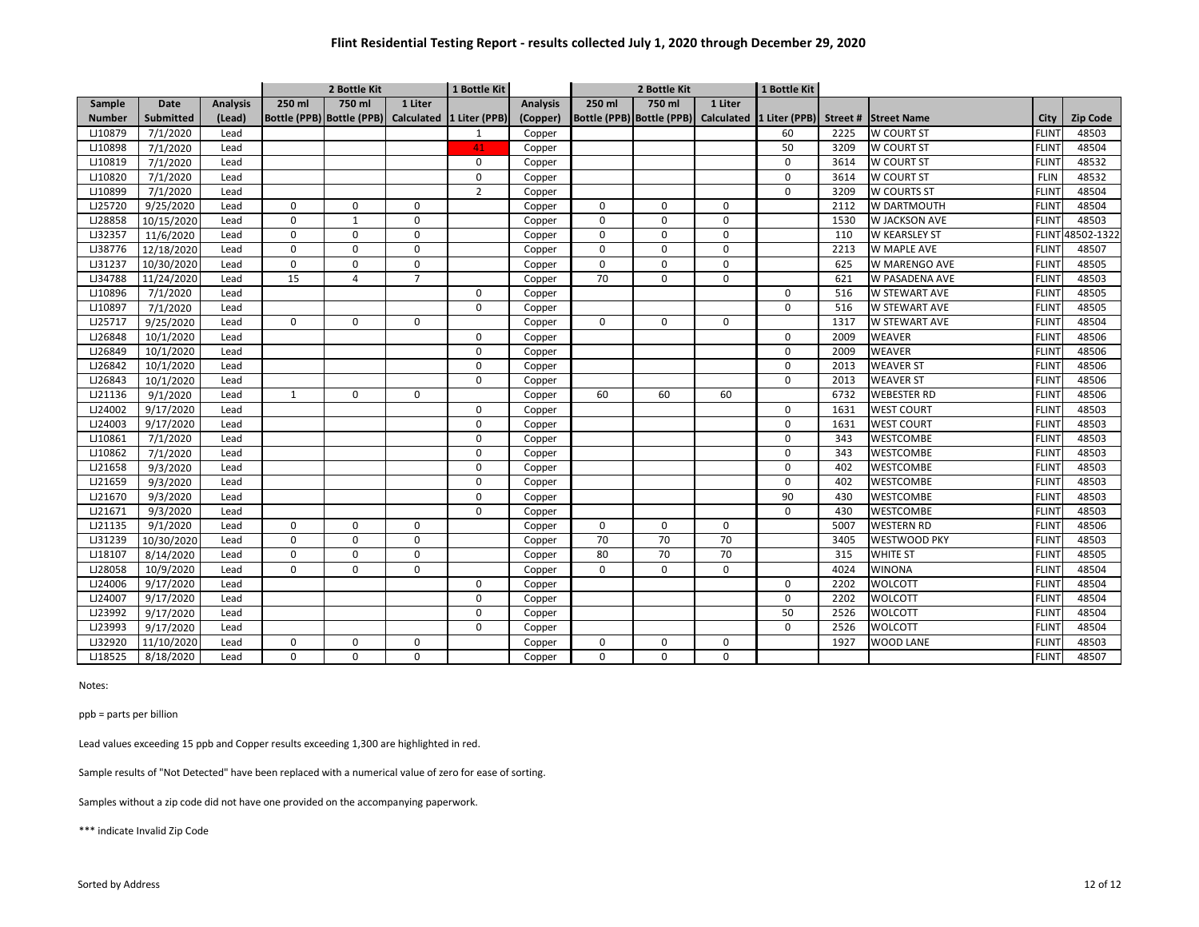# Flint Residential Testing Report - results collected July 1, 2020 through December 29, 2020

| | | | 2 Bottle Kit | | | 1 Bottle Kit | | 2 Bottle Kit | | | 1 Bottle Kit | | | | |
|---|---|---|---|---|---|---|---|---|---|---|---|---|---|---|---|
| Sample Number | Date Submitted | Analysis (Lead) | 250 ml Bottle (PPB) | 750 ml Bottle (PPB) | 1 Liter Calculated | 1 Liter (PPB) | Analysis (Copper) | 250 ml Bottle (PPB) | 750 ml Bottle (PPB) | 1 Liter Calculated | 1 Liter (PPB) | Street # | Street Name | City | Zip Code |
| LJ10879 | 7/1/2020 | Lead | | | | 1 | Copper | | | | 60 | 2225 | W COURT ST | FLINT | 48503 |
| LJ10898 | 7/1/2020 | Lead | | | | 41 | Copper | | | | 50 | 3209 | W COURT ST | FLINT | 48504 |
| LJ10819 | 7/1/2020 | Lead | | | | 0 | Copper | | | | 0 | 3614 | W COURT ST | FLINT | 48532 |
| LJ10820 | 7/1/2020 | Lead | | | | 0 | Copper | | | | 0 | 3614 | W COURT ST | FLIN | 48532 |
| LJ10899 | 7/1/2020 | Lead | | | | 2 | Copper | | | | 0 | 3209 | W COURTS ST | FLINT | 48504 |
| LJ25720 | 9/25/2020 | Lead | 0 | 0 | 0 | | Copper | 0 | 0 | 0 | | 2112 | W DARTMOUTH | FLINT | 48504 |
| LJ28858 | 10/15/2020 | Lead | 0 | 1 | 0 | | Copper | 0 | 0 | 0 | | 1530 | W JACKSON AVE | FLINT | 48503 |
| LJ32357 | 11/6/2020 | Lead | 0 | 0 | 0 | | Copper | 0 | 0 | 0 | | 110 | W KEARSLEY ST | FLINT | 48502-1322 |
| LJ38776 | 12/18/2020 | Lead | 0 | 0 | 0 | | Copper | 0 | 0 | 0 | | 2213 | W MAPLE AVE | FLINT | 48507 |
| LJ31237 | 10/30/2020 | Lead | 0 | 0 | 0 | | Copper | 0 | 0 | 0 | | 625 | W MARENGO AVE | FLINT | 48505 |
| LJ34788 | 11/24/2020 | Lead | 15 | 4 | 7 | | Copper | 70 | 0 | 0 | | 621 | W PASADENA AVE | FLINT | 48503 |
| LJ10896 | 7/1/2020 | Lead | | | | 0 | Copper | | | | 0 | 516 | W STEWART AVE | FLINT | 48505 |
| LJ10897 | 7/1/2020 | Lead | | | | 0 | Copper | | | | 0 | 516 | W STEWART AVE | FLINT | 48505 |
| LJ25717 | 9/25/2020 | Lead | 0 | 0 | 0 | | Copper | 0 | 0 | 0 | | 1317 | W STEWART AVE | FLINT | 48504 |
| LJ26848 | 10/1/2020 | Lead | | | | 0 | Copper | | | | 0 | 2009 | WEAVER | FLINT | 48506 |
| LJ26849 | 10/1/2020 | Lead | | | | 0 | Copper | | | | 0 | 2009 | WEAVER | FLINT | 48506 |
| LJ26842 | 10/1/2020 | Lead | | | | 0 | Copper | | | | 0 | 2013 | WEAVER ST | FLINT | 48506 |
| LJ26843 | 10/1/2020 | Lead | | | | 0 | Copper | | | | 0 | 2013 | WEAVER ST | FLINT | 48506 |
| LJ21136 | 9/1/2020 | Lead | 1 | 0 | 0 | | Copper | 60 | 60 | 60 | | 6732 | WEBESTER RD | FLINT | 48506 |
| LJ24002 | 9/17/2020 | Lead | | | | 0 | Copper | | | | 0 | 1631 | WEST COURT | FLINT | 48503 |
| LJ24003 | 9/17/2020 | Lead | | | | 0 | Copper | | | | 0 | 1631 | WEST COURT | FLINT | 48503 |
| LJ10861 | 7/1/2020 | Lead | | | | 0 | Copper | | | | 0 | 343 | WESTCOMBE | FLINT | 48503 |
| LJ10862 | 7/1/2020 | Lead | | | | 0 | Copper | | | | 0 | 343 | WESTCOMBE | FLINT | 48503 |
| LJ21658 | 9/3/2020 | Lead | | | | 0 | Copper | | | | 0 | 402 | WESTCOMBE | FLINT | 48503 |
| LJ21659 | 9/3/2020 | Lead | | | | 0 | Copper | | | | 0 | 402 | WESTCOMBE | FLINT | 48503 |
| LJ21670 | 9/3/2020 | Lead | | | | 0 | Copper | | | | 90 | 430 | WESTCOMBE | FLINT | 48503 |
| LJ21671 | 9/3/2020 | Lead | | | | 0 | Copper | | | | 0 | 430 | WESTCOMBE | FLINT | 48503 |
| LJ21135 | 9/1/2020 | Lead | 0 | 0 | 0 | | Copper | 0 | 0 | 0 | | 5007 | WESTERN RD | FLINT | 48506 |
| LJ31239 | 10/30/2020 | Lead | 0 | 0 | 0 | | Copper | 70 | 70 | 70 | | 3405 | WESTWOOD PKY | FLINT | 48503 |
| LJ18107 | 8/14/2020 | Lead | 0 | 0 | 0 | | Copper | 80 | 70 | 70 | | 315 | WHITE ST | FLINT | 48505 |
| LJ28058 | 10/9/2020 | Lead | 0 | 0 | 0 | | Copper | 0 | 0 | 0 | | 4024 | WINONA | FLINT | 48504 |
| LJ24006 | 9/17/2020 | Lead | | | | 0 | Copper | | | | 0 | 2202 | WOLCOTT | FLINT | 48504 |
| LJ24007 | 9/17/2020 | Lead | | | | 0 | Copper | | | | 0 | 2202 | WOLCOTT | FLINT | 48504 |
| LJ23992 | 9/17/2020 | Lead | | | | 0 | Copper | | | | 50 | 2526 | WOLCOTT | FLINT | 48504 |
| LJ23993 | 9/17/2020 | Lead | | | | 0 | Copper | | | | 0 | 2526 | WOLCOTT | FLINT | 48504 |
| LJ32920 | 11/10/2020 | Lead | 0 | 0 | 0 | | Copper | 0 | 0 | 0 | | 1927 | WOOD LANE | FLINT | 48503 |
| LJ18525 | 8/18/2020 | Lead | 0 | 0 | 0 | | Copper | 0 | 0 | 0 | | | | FLINT | 48507 |

Notes:

ppb = parts per billion

Lead values exceeding 15 ppb and Copper results exceeding 1,300 are highlighted in red.

Sample results of "Not Detected" have been replaced with a numerical value of zero for ease of sorting.

Samples without a zip code did not have one provided on the accompanying paperwork.

*** indicate Invalid Zip Code

Sorted by Address